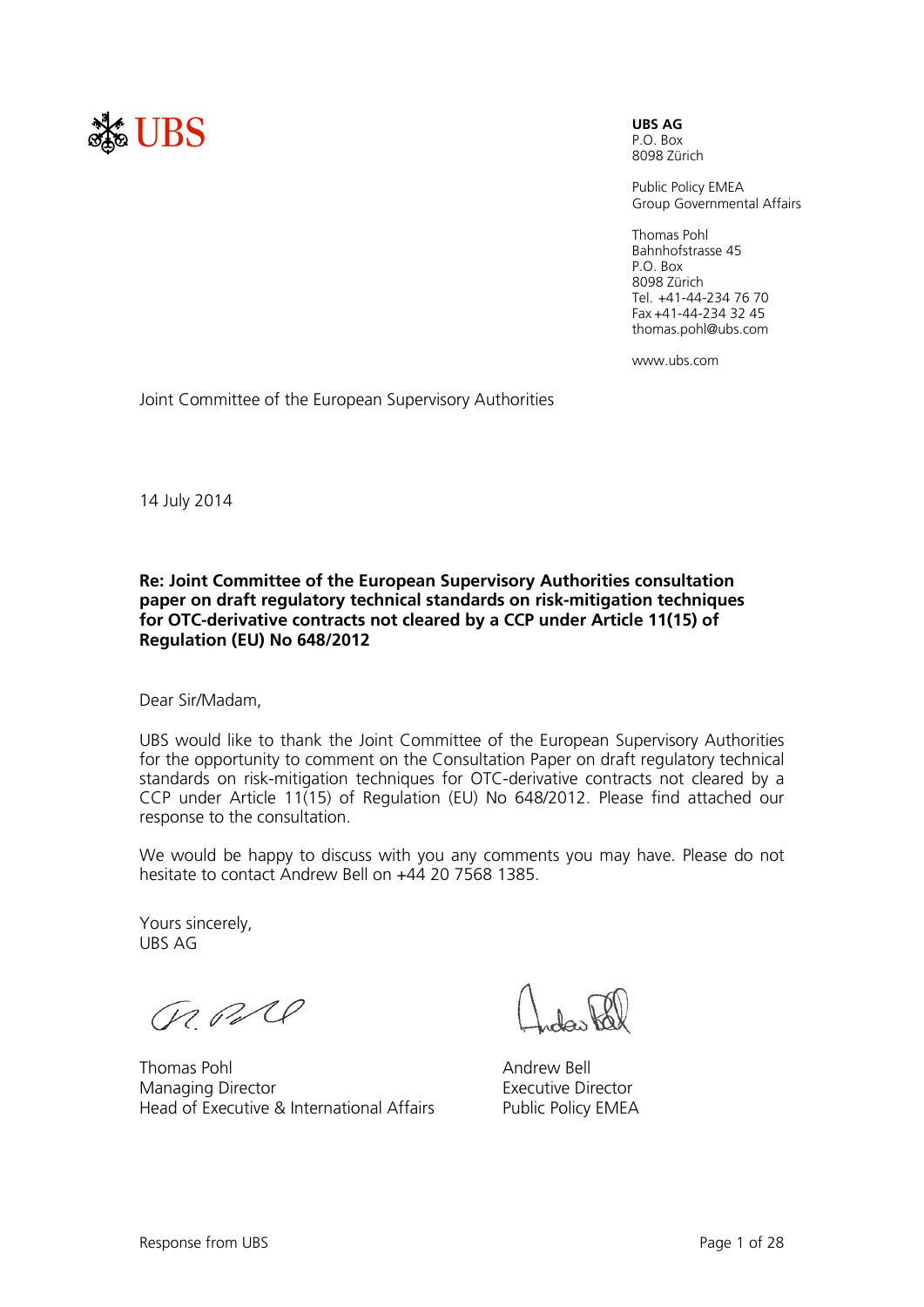UBS

**UBS AG**
P.O. Box
8098 Zürich

Public Policy EMEA
Group Governmental Affairs

Thomas Pohl
Bahnhofstrasse 45
P.O. Box
8098 Zürich
Tel. +41-44-234 76 70
Fax +41-44-234 32 45
thomas.pohl@ubs.com

www.ubs.com

Joint Committee of the European Supervisory Authorities

14 July 2014

**Re: Joint Committee of the European Supervisory Authorities consultation paper on draft regulatory technical standards on risk-mitigation techniques for OTC-derivative contracts not cleared by a CCP under Article 11(15) of Regulation (EU) No 648/2012**

Dear Sir/Madam,

UBS would like to thank the Joint Committee of the European Supervisory Authorities for the opportunity to comment on the Consultation Paper on draft regulatory technical standards on risk-mitigation techniques for OTC-derivative contracts not cleared by a CCP under Article 11(15) of Regulation (EU) No 648/2012. Please find attached our response to the consultation.

We would be happy to discuss with you any comments you may have. Please do not hesitate to contact Andrew Bell on +44 20 7568 1385.

Yours sincerely,
UBS AG

Thomas Pohl
Managing Director
Head of Executive & International Affairs

Andrew Bell
Executive Director
Public Policy EMEA

Response from UBS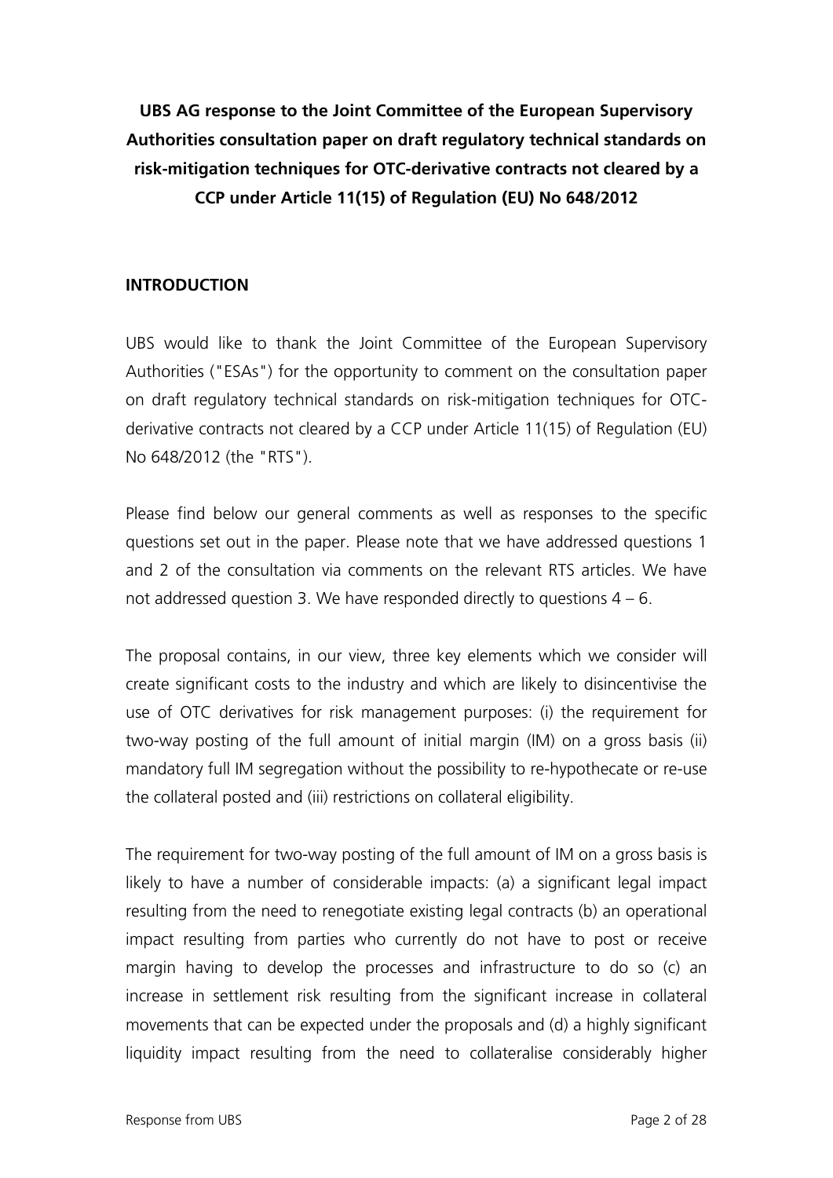**UBS AG response to the Joint Committee of the European Supervisory Authorities consultation paper on draft regulatory technical standards on risk-mitigation techniques for OTC-derivative contracts not cleared by a CCP under Article 11(15) of Regulation (EU) No 648/2012**

## INTRODUCTION

UBS would like to thank the Joint Committee of the European Supervisory Authorities ("ESAs") for the opportunity to comment on the consultation paper on draft regulatory technical standards on risk-mitigation techniques for OTC-derivative contracts not cleared by a CCP under Article 11(15) of Regulation (EU) No 648/2012 (the "RTS").

Please find below our general comments as well as responses to the specific questions set out in the paper. Please note that we have addressed questions 1 and 2 of the consultation via comments on the relevant RTS articles. We have not addressed question 3. We have responded directly to questions 4 – 6.

The proposal contains, in our view, three key elements which we consider will create significant costs to the industry and which are likely to disincentivise the use of OTC derivatives for risk management purposes: (i) the requirement for two-way posting of the full amount of initial margin (IM) on a gross basis (ii) mandatory full IM segregation without the possibility to re-hypothecate or re-use the collateral posted and (iii) restrictions on collateral eligibility.

The requirement for two-way posting of the full amount of IM on a gross basis is likely to have a number of considerable impacts: (a) a significant legal impact resulting from the need to renegotiate existing legal contracts (b) an operational impact resulting from parties who currently do not have to post or receive margin having to develop the processes and infrastructure to do so (c) an increase in settlement risk resulting from the significant increase in collateral movements that can be expected under the proposals and (d) a highly significant liquidity impact resulting from the need to collateralise considerably higher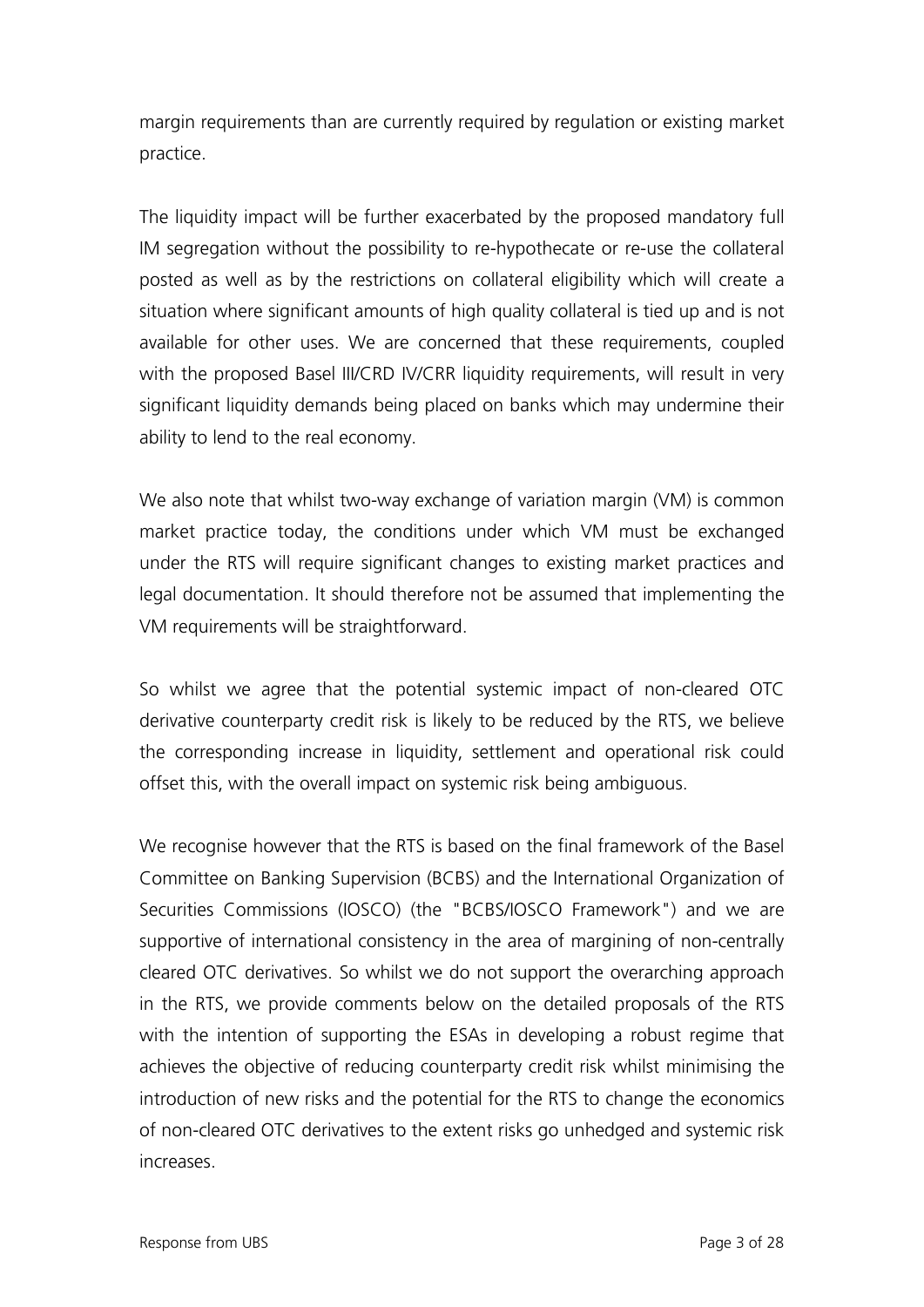margin requirements than are currently required by regulation or existing market practice.

The liquidity impact will be further exacerbated by the proposed mandatory full IM segregation without the possibility to re-hypothecate or re-use the collateral posted as well as by the restrictions on collateral eligibility which will create a situation where significant amounts of high quality collateral is tied up and is not available for other uses. We are concerned that these requirements, coupled with the proposed Basel III/CRD IV/CRR liquidity requirements, will result in very significant liquidity demands being placed on banks which may undermine their ability to lend to the real economy.

We also note that whilst two-way exchange of variation margin (VM) is common market practice today, the conditions under which VM must be exchanged under the RTS will require significant changes to existing market practices and legal documentation. It should therefore not be assumed that implementing the VM requirements will be straightforward.

So whilst we agree that the potential systemic impact of non-cleared OTC derivative counterparty credit risk is likely to be reduced by the RTS, we believe the corresponding increase in liquidity, settlement and operational risk could offset this, with the overall impact on systemic risk being ambiguous.

We recognise however that the RTS is based on the final framework of the Basel Committee on Banking Supervision (BCBS) and the International Organization of Securities Commissions (IOSCO) (the "BCBS/IOSCO Framework") and we are supportive of international consistency in the area of margining of non-centrally cleared OTC derivatives. So whilst we do not support the overarching approach in the RTS, we provide comments below on the detailed proposals of the RTS with the intention of supporting the ESAs in developing a robust regime that achieves the objective of reducing counterparty credit risk whilst minimising the introduction of new risks and the potential for the RTS to change the economics of non-cleared OTC derivatives to the extent risks go unhedged and systemic risk increases.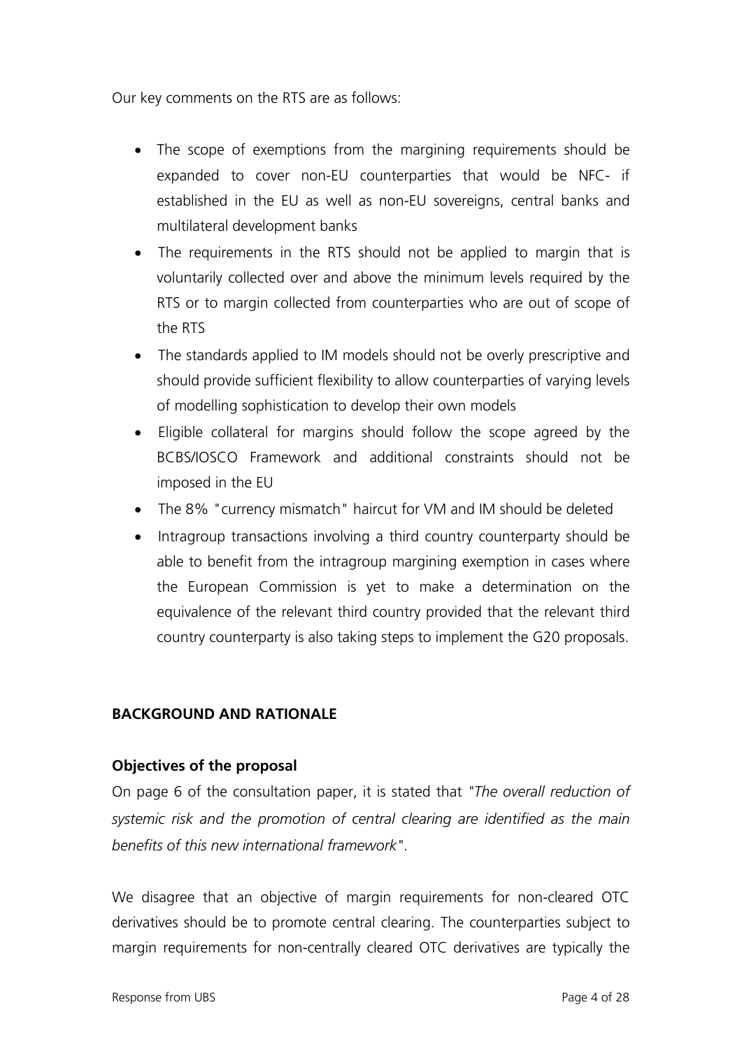Our key comments on the RTS are as follows:

- The scope of exemptions from the margining requirements should be expanded to cover non-EU counterparties that would be NFC- if established in the EU as well as non-EU sovereigns, central banks and multilateral development banks
- The requirements in the RTS should not be applied to margin that is voluntarily collected over and above the minimum levels required by the RTS or to margin collected from counterparties who are out of scope of the RTS
- The standards applied to IM models should not be overly prescriptive and should provide sufficient flexibility to allow counterparties of varying levels of modelling sophistication to develop their own models
- Eligible collateral for margins should follow the scope agreed by the BCBS/IOSCO Framework and additional constraints should not be imposed in the EU
- The 8% "currency mismatch" haircut for VM and IM should be deleted
- Intragroup transactions involving a third country counterparty should be able to benefit from the intragroup margining exemption in cases where the European Commission is yet to make a determination on the equivalence of the relevant third country provided that the relevant third country counterparty is also taking steps to implement the G20 proposals.

## BACKGROUND AND RATIONALE

### Objectives of the proposal

On page 6 of the consultation paper, it is stated that "*The overall reduction of systemic risk and the promotion of central clearing are identified as the main benefits of this new international framework*".

We disagree that an objective of margin requirements for non-cleared OTC derivatives should be to promote central clearing. The counterparties subject to margin requirements for non-centrally cleared OTC derivatives are typically the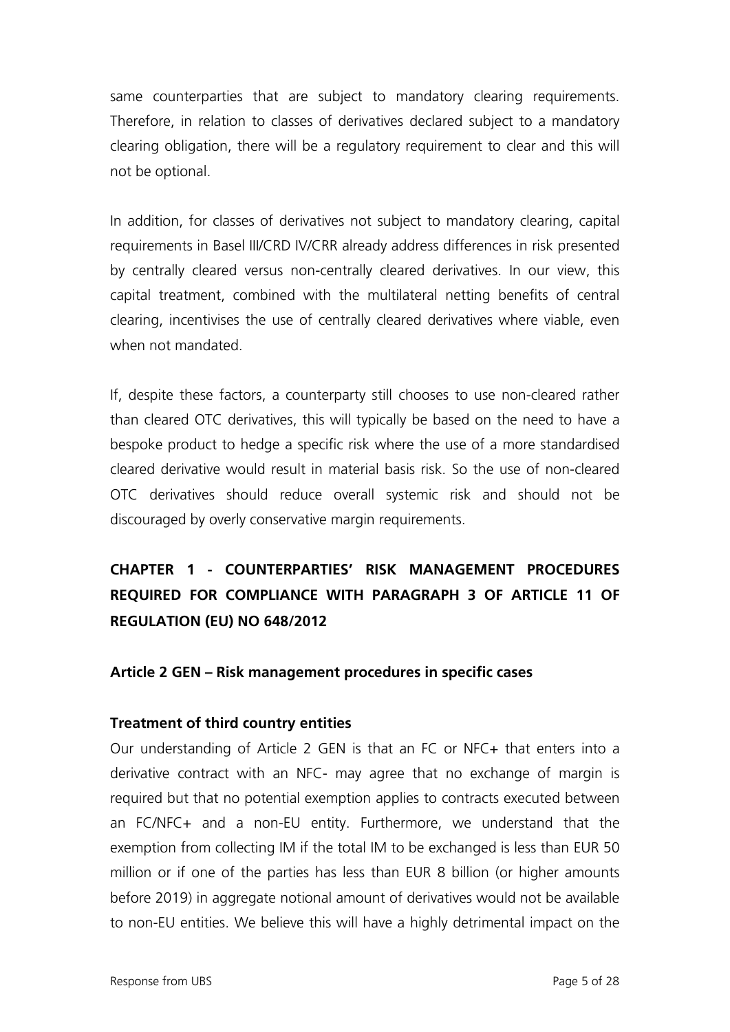same counterparties that are subject to mandatory clearing requirements. Therefore, in relation to classes of derivatives declared subject to a mandatory clearing obligation, there will be a regulatory requirement to clear and this will not be optional.

In addition, for classes of derivatives not subject to mandatory clearing, capital requirements in Basel III/CRD IV/CRR already address differences in risk presented by centrally cleared versus non-centrally cleared derivatives. In our view, this capital treatment, combined with the multilateral netting benefits of central clearing, incentivises the use of centrally cleared derivatives where viable, even when not mandated.

If, despite these factors, a counterparty still chooses to use non-cleared rather than cleared OTC derivatives, this will typically be based on the need to have a bespoke product to hedge a specific risk where the use of a more standardised cleared derivative would result in material basis risk. So the use of non-cleared OTC derivatives should reduce overall systemic risk and should not be discouraged by overly conservative margin requirements.

## CHAPTER 1 - COUNTERPARTIES' RISK MANAGEMENT PROCEDURES REQUIRED FOR COMPLIANCE WITH PARAGRAPH 3 OF ARTICLE 11 OF REGULATION (EU) NO 648/2012

### Article 2 GEN – Risk management procedures in specific cases

#### Treatment of third country entities

Our understanding of Article 2 GEN is that an FC or NFC+ that enters into a derivative contract with an NFC- may agree that no exchange of margin is required but that no potential exemption applies to contracts executed between an FC/NFC+ and a non-EU entity. Furthermore, we understand that the exemption from collecting IM if the total IM to be exchanged is less than EUR 50 million or if one of the parties has less than EUR 8 billion (or higher amounts before 2019) in aggregate notional amount of derivatives would not be available to non-EU entities. We believe this will have a highly detrimental impact on the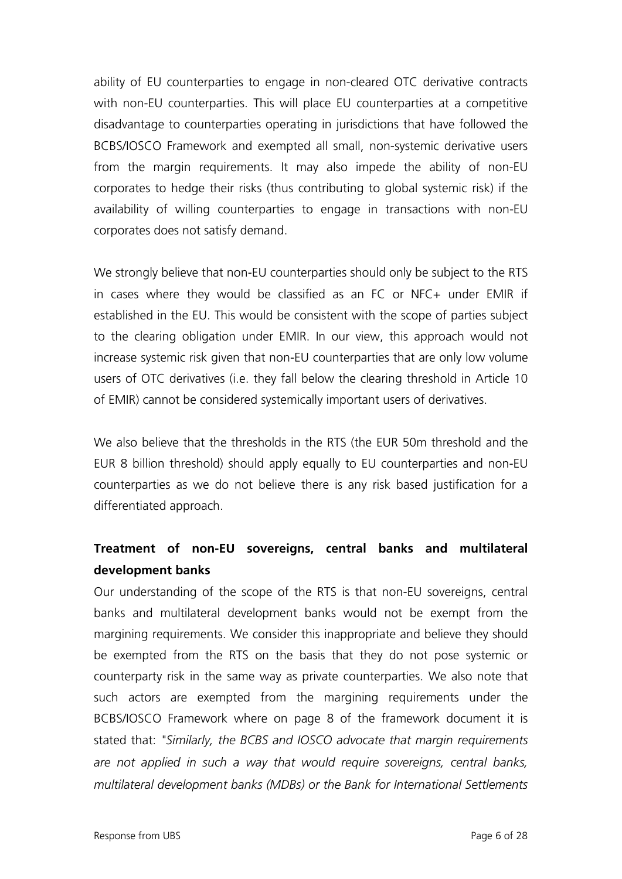ability of EU counterparties to engage in non-cleared OTC derivative contracts with non-EU counterparties. This will place EU counterparties at a competitive disadvantage to counterparties operating in jurisdictions that have followed the BCBS/IOSCO Framework and exempted all small, non-systemic derivative users from the margin requirements. It may also impede the ability of non-EU corporates to hedge their risks (thus contributing to global systemic risk) if the availability of willing counterparties to engage in transactions with non-EU corporates does not satisfy demand.

We strongly believe that non-EU counterparties should only be subject to the RTS in cases where they would be classified as an FC or NFC+ under EMIR if established in the EU. This would be consistent with the scope of parties subject to the clearing obligation under EMIR. In our view, this approach would not increase systemic risk given that non-EU counterparties that are only low volume users of OTC derivatives (i.e. they fall below the clearing threshold in Article 10 of EMIR) cannot be considered systemically important users of derivatives.

We also believe that the thresholds in the RTS (the EUR 50m threshold and the EUR 8 billion threshold) should apply equally to EU counterparties and non-EU counterparties as we do not believe there is any risk based justification for a differentiated approach.

**Treatment of non-EU sovereigns, central banks and multilateral development banks**

Our understanding of the scope of the RTS is that non-EU sovereigns, central banks and multilateral development banks would not be exempt from the margining requirements. We consider this inappropriate and believe they should be exempted from the RTS on the basis that they do not pose systemic or counterparty risk in the same way as private counterparties. We also note that such actors are exempted from the margining requirements under the BCBS/IOSCO Framework where on page 8 of the framework document it is stated that: "*Similarly, the BCBS and IOSCO advocate that margin requirements are not applied in such a way that would require sovereigns, central banks, multilateral development banks (MDBs) or the Bank for International Settlements*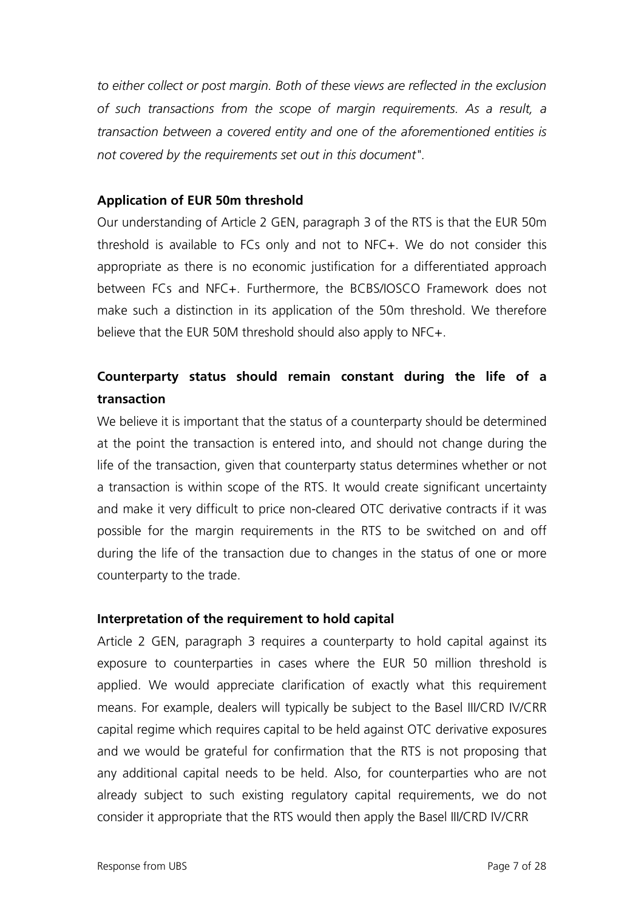*to either collect or post margin. Both of these views are reflected in the exclusion of such transactions from the scope of margin requirements. As a result, a transaction between a covered entity and one of the aforementioned entities is not covered by the requirements set out in this document".*

**Application of EUR 50m threshold**

Our understanding of Article 2 GEN, paragraph 3 of the RTS is that the EUR 50m threshold is available to FCs only and not to NFC+. We do not consider this appropriate as there is no economic justification for a differentiated approach between FCs and NFC+. Furthermore, the BCBS/IOSCO Framework does not make such a distinction in its application of the 50m threshold. We therefore believe that the EUR 50M threshold should also apply to NFC+.

**Counterparty status should remain constant during the life of a transaction**

We believe it is important that the status of a counterparty should be determined at the point the transaction is entered into, and should not change during the life of the transaction, given that counterparty status determines whether or not a transaction is within scope of the RTS. It would create significant uncertainty and make it very difficult to price non-cleared OTC derivative contracts if it was possible for the margin requirements in the RTS to be switched on and off during the life of the transaction due to changes in the status of one or more counterparty to the trade.

**Interpretation of the requirement to hold capital**

Article 2 GEN, paragraph 3 requires a counterparty to hold capital against its exposure to counterparties in cases where the EUR 50 million threshold is applied. We would appreciate clarification of exactly what this requirement means. For example, dealers will typically be subject to the Basel III/CRD IV/CRR capital regime which requires capital to be held against OTC derivative exposures and we would be grateful for confirmation that the RTS is not proposing that any additional capital needs to be held. Also, for counterparties who are not already subject to such existing regulatory capital requirements, we do not consider it appropriate that the RTS would then apply the Basel III/CRD IV/CRR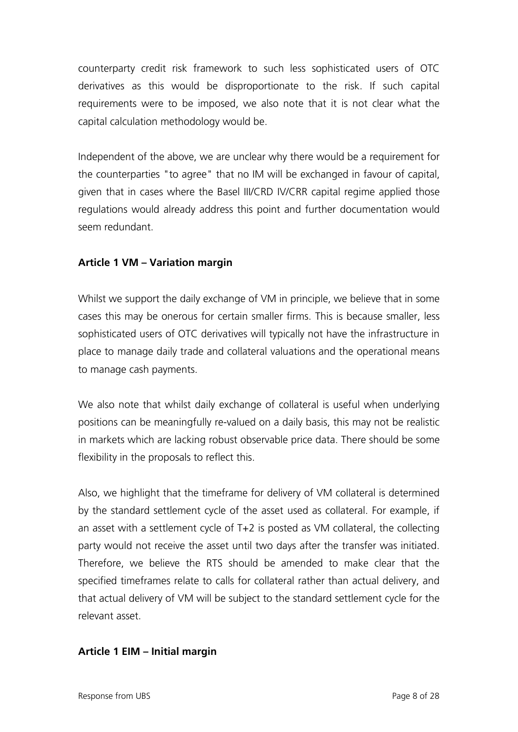counterparty credit risk framework to such less sophisticated users of OTC derivatives as this would be disproportionate to the risk. If such capital requirements were to be imposed, we also note that it is not clear what the capital calculation methodology would be.

Independent of the above, we are unclear why there would be a requirement for the counterparties "to agree" that no IM will be exchanged in favour of capital, given that in cases where the Basel III/CRD IV/CRR capital regime applied those regulations would already address this point and further documentation would seem redundant.

**Article 1 VM – Variation margin**

Whilst we support the daily exchange of VM in principle, we believe that in some cases this may be onerous for certain smaller firms. This is because smaller, less sophisticated users of OTC derivatives will typically not have the infrastructure in place to manage daily trade and collateral valuations and the operational means to manage cash payments.

We also note that whilst daily exchange of collateral is useful when underlying positions can be meaningfully re-valued on a daily basis, this may not be realistic in markets which are lacking robust observable price data. There should be some flexibility in the proposals to reflect this.

Also, we highlight that the timeframe for delivery of VM collateral is determined by the standard settlement cycle of the asset used as collateral. For example, if an asset with a settlement cycle of T+2 is posted as VM collateral, the collecting party would not receive the asset until two days after the transfer was initiated. Therefore, we believe the RTS should be amended to make clear that the specified timeframes relate to calls for collateral rather than actual delivery, and that actual delivery of VM will be subject to the standard settlement cycle for the relevant asset.

**Article 1 EIM – Initial margin**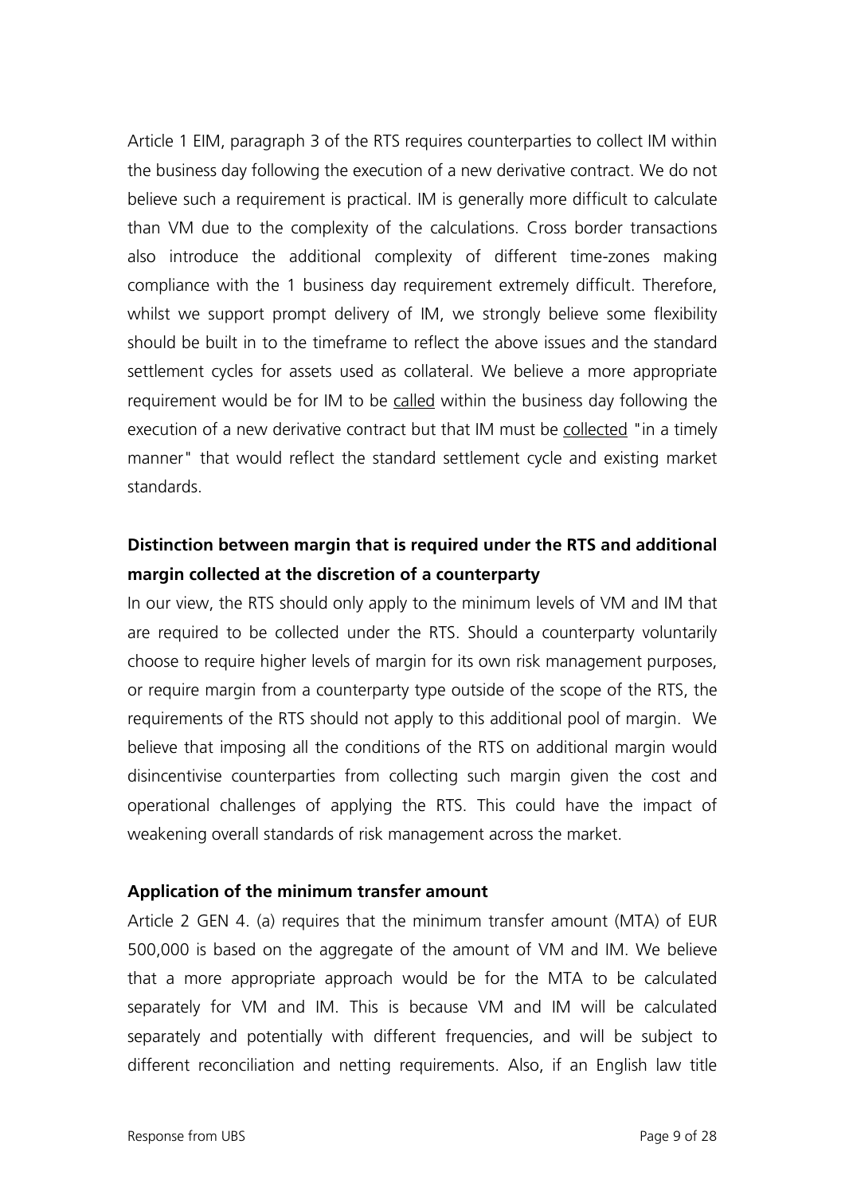Article 1 EIM, paragraph 3 of the RTS requires counterparties to collect IM within the business day following the execution of a new derivative contract. We do not believe such a requirement is practical. IM is generally more difficult to calculate than VM due to the complexity of the calculations. Cross border transactions also introduce the additional complexity of different time-zones making compliance with the 1 business day requirement extremely difficult. Therefore, whilst we support prompt delivery of IM, we strongly believe some flexibility should be built in to the timeframe to reflect the above issues and the standard settlement cycles for assets used as collateral. We believe a more appropriate requirement would be for IM to be <u>called</u> within the business day following the execution of a new derivative contract but that IM must be <u>collected</u> "in a timely manner" that would reflect the standard settlement cycle and existing market standards.

**Distinction between margin that is required under the RTS and additional margin collected at the discretion of a counterparty**

In our view, the RTS should only apply to the minimum levels of VM and IM that are required to be collected under the RTS. Should a counterparty voluntarily choose to require higher levels of margin for its own risk management purposes, or require margin from a counterparty type outside of the scope of the RTS, the requirements of the RTS should not apply to this additional pool of margin. We believe that imposing all the conditions of the RTS on additional margin would disincentivise counterparties from collecting such margin given the cost and operational challenges of applying the RTS. This could have the impact of weakening overall standards of risk management across the market.

**Application of the minimum transfer amount**

Article 2 GEN 4. (a) requires that the minimum transfer amount (MTA) of EUR 500,000 is based on the aggregate of the amount of VM and IM. We believe that a more appropriate approach would be for the MTA to be calculated separately for VM and IM. This is because VM and IM will be calculated separately and potentially with different frequencies, and will be subject to different reconciliation and netting requirements. Also, if an English law title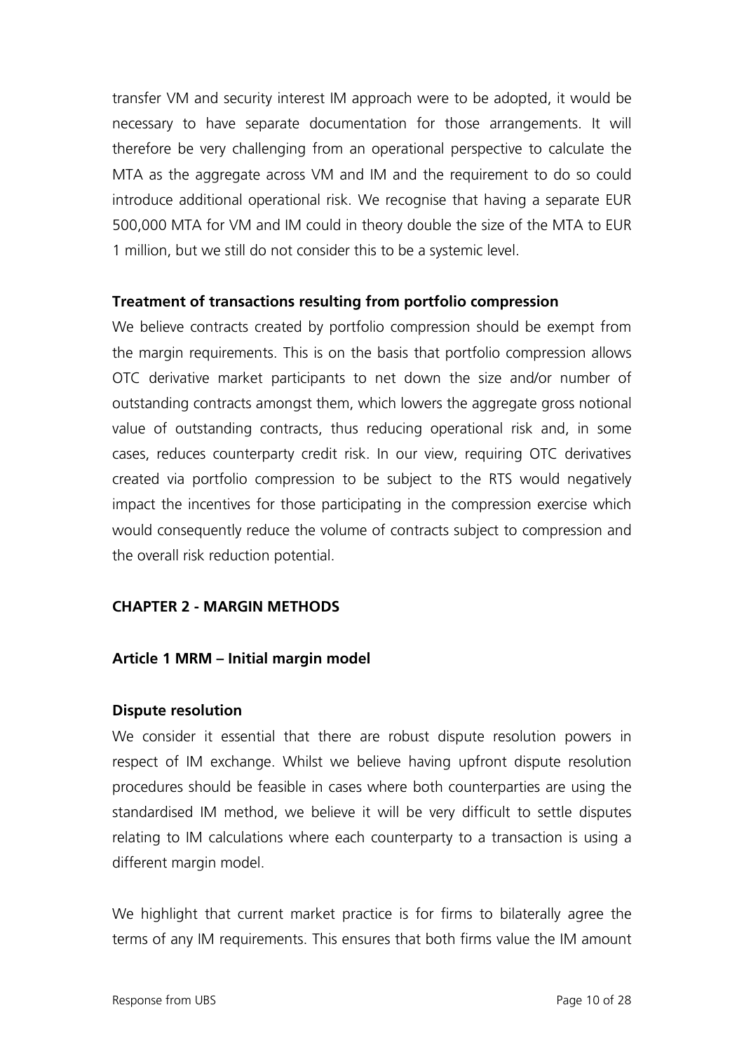transfer VM and security interest IM approach were to be adopted, it would be necessary to have separate documentation for those arrangements. It will therefore be very challenging from an operational perspective to calculate the MTA as the aggregate across VM and IM and the requirement to do so could introduce additional operational risk. We recognise that having a separate EUR 500,000 MTA for VM and IM could in theory double the size of the MTA to EUR 1 million, but we still do not consider this to be a systemic level.

**Treatment of transactions resulting from portfolio compression**

We believe contracts created by portfolio compression should be exempt from the margin requirements. This is on the basis that portfolio compression allows OTC derivative market participants to net down the size and/or number of outstanding contracts amongst them, which lowers the aggregate gross notional value of outstanding contracts, thus reducing operational risk and, in some cases, reduces counterparty credit risk. In our view, requiring OTC derivatives created via portfolio compression to be subject to the RTS would negatively impact the incentives for those participating in the compression exercise which would consequently reduce the volume of contracts subject to compression and the overall risk reduction potential.

## CHAPTER 2 - MARGIN METHODS

### Article 1 MRM – Initial margin model

**Dispute resolution**

We consider it essential that there are robust dispute resolution powers in respect of IM exchange. Whilst we believe having upfront dispute resolution procedures should be feasible in cases where both counterparties are using the standardised IM method, we believe it will be very difficult to settle disputes relating to IM calculations where each counterparty to a transaction is using a different margin model.

We highlight that current market practice is for firms to bilaterally agree the terms of any IM requirements. This ensures that both firms value the IM amount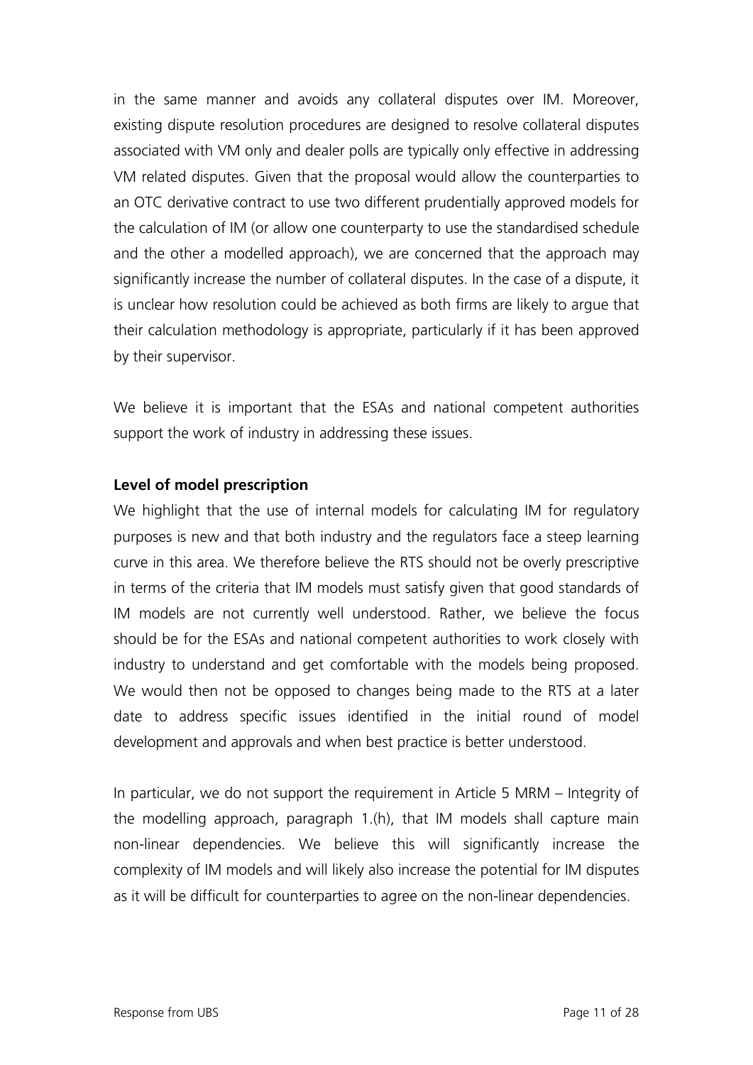in the same manner and avoids any collateral disputes over IM. Moreover, existing dispute resolution procedures are designed to resolve collateral disputes associated with VM only and dealer polls are typically only effective in addressing VM related disputes. Given that the proposal would allow the counterparties to an OTC derivative contract to use two different prudentially approved models for the calculation of IM (or allow one counterparty to use the standardised schedule and the other a modelled approach), we are concerned that the approach may significantly increase the number of collateral disputes. In the case of a dispute, it is unclear how resolution could be achieved as both firms are likely to argue that their calculation methodology is appropriate, particularly if it has been approved by their supervisor.

We believe it is important that the ESAs and national competent authorities support the work of industry in addressing these issues.

**Level of model prescription**

We highlight that the use of internal models for calculating IM for regulatory purposes is new and that both industry and the regulators face a steep learning curve in this area. We therefore believe the RTS should not be overly prescriptive in terms of the criteria that IM models must satisfy given that good standards of IM models are not currently well understood. Rather, we believe the focus should be for the ESAs and national competent authorities to work closely with industry to understand and get comfortable with the models being proposed. We would then not be opposed to changes being made to the RTS at a later date to address specific issues identified in the initial round of model development and approvals and when best practice is better understood.

In particular, we do not support the requirement in Article 5 MRM – Integrity of the modelling approach, paragraph 1.(h), that IM models shall capture main non-linear dependencies. We believe this will significantly increase the complexity of IM models and will likely also increase the potential for IM disputes as it will be difficult for counterparties to agree on the non-linear dependencies.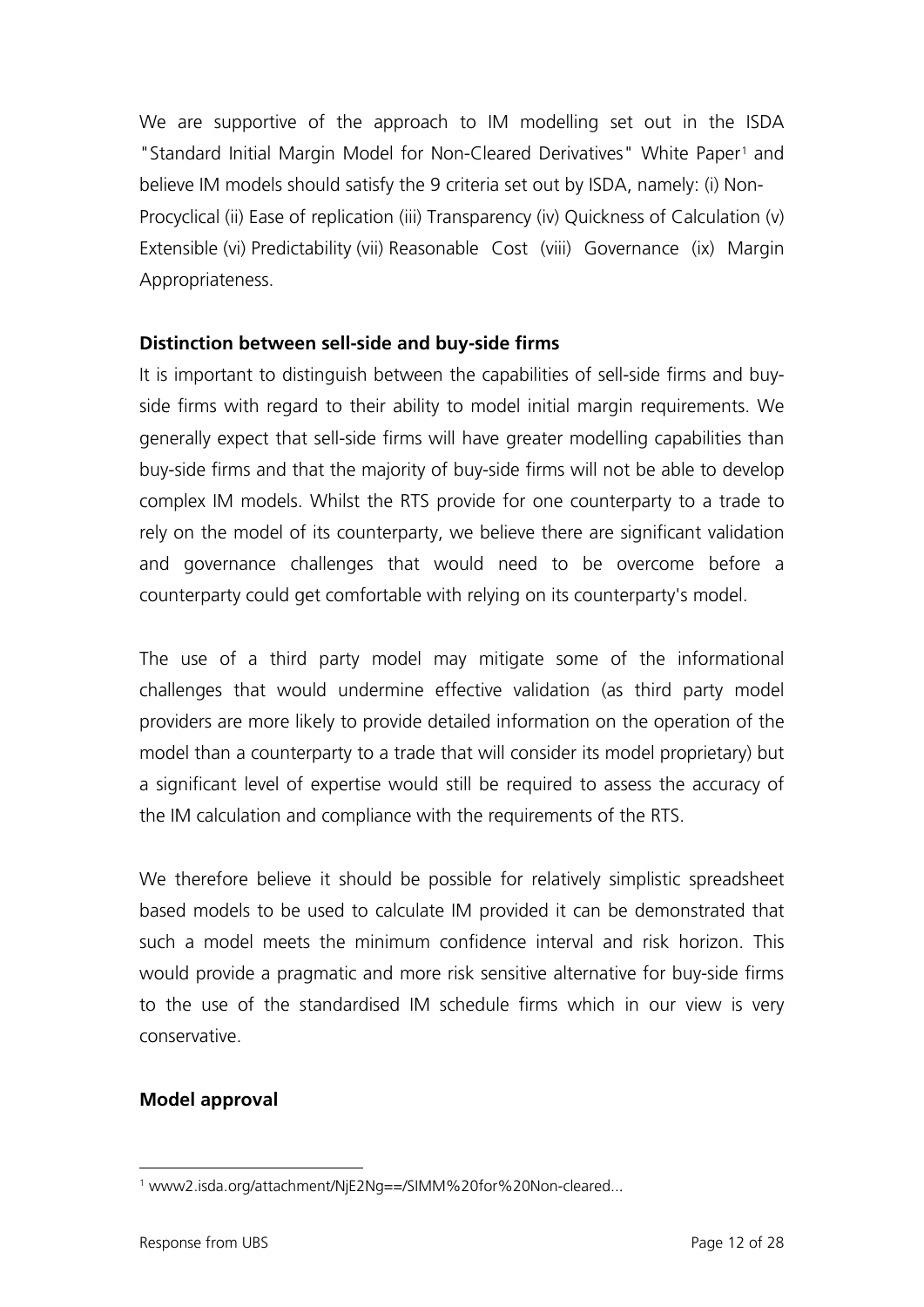We are supportive of the approach to IM modelling set out in the ISDA "Standard Initial Margin Model for Non-Cleared Derivatives" White Paper[1] and believe IM models should satisfy the 9 criteria set out by ISDA, namely: (i) Non-Procyclical (ii) Ease of replication (iii) Transparency (iv) Quickness of Calculation (v) Extensible (vi) Predictability (vii) Reasonable Cost (viii) Governance (ix) Margin Appropriateness.

**Distinction between sell-side and buy-side firms**

It is important to distinguish between the capabilities of sell-side firms and buy-side firms with regard to their ability to model initial margin requirements. We generally expect that sell-side firms will have greater modelling capabilities than buy-side firms and that the majority of buy-side firms will not be able to develop complex IM models. Whilst the RTS provide for one counterparty to a trade to rely on the model of its counterparty, we believe there are significant validation and governance challenges that would need to be overcome before a counterparty could get comfortable with relying on its counterparty's model.

The use of a third party model may mitigate some of the informational challenges that would undermine effective validation (as third party model providers are more likely to provide detailed information on the operation of the model than a counterparty to a trade that will consider its model proprietary) but a significant level of expertise would still be required to assess the accuracy of the IM calculation and compliance with the requirements of the RTS.

We therefore believe it should be possible for relatively simplistic spreadsheet based models to be used to calculate IM provided it can be demonstrated that such a model meets the minimum confidence interval and risk horizon. This would provide a pragmatic and more risk sensitive alternative for buy-side firms to the use of the standardised IM schedule firms which in our view is very conservative.

**Model approval**

[1] www2.isda.org/attachment/NjE2Ng==/SIMM%20for%20Non-cleared...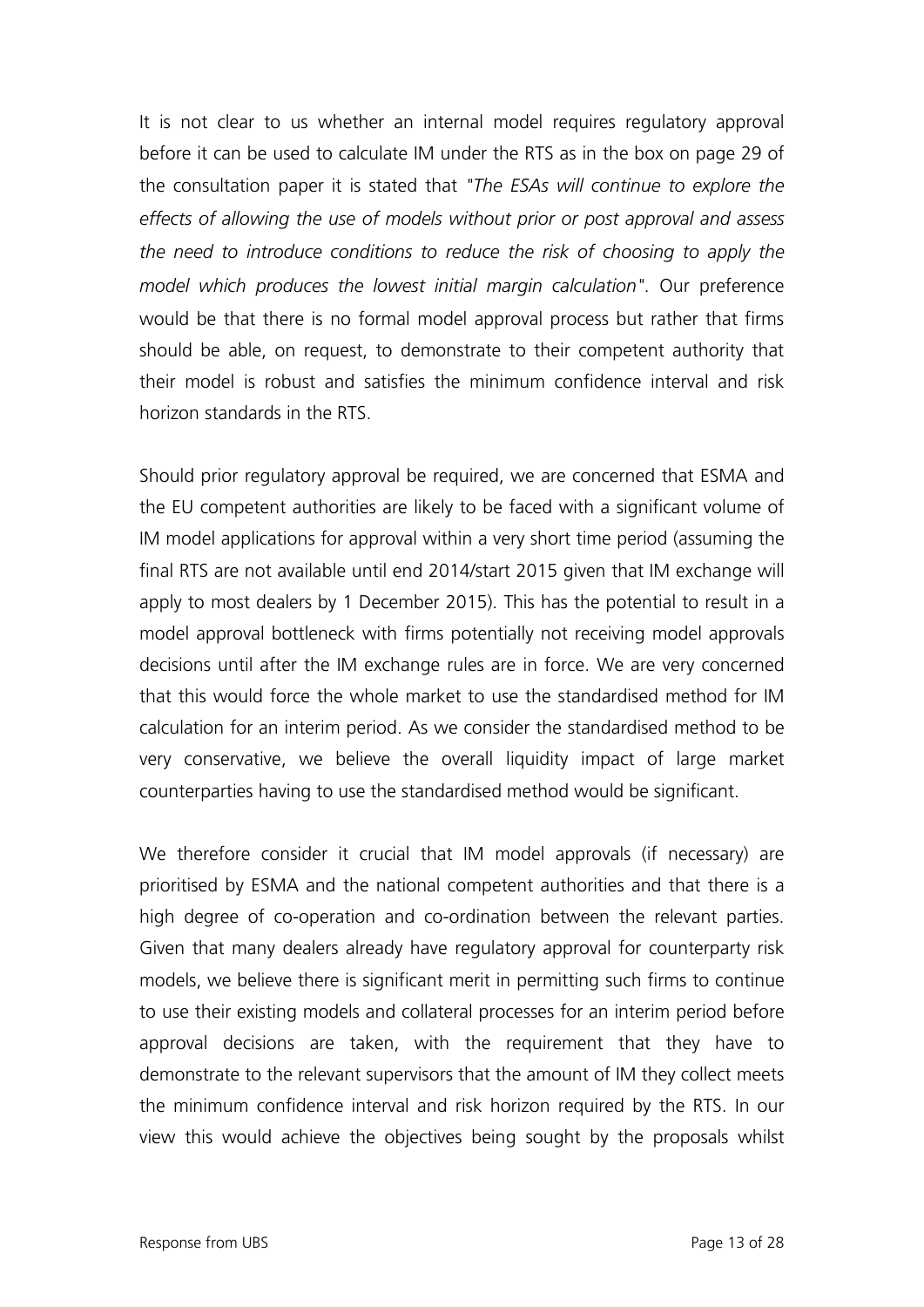It is not clear to us whether an internal model requires regulatory approval before it can be used to calculate IM under the RTS as in the box on page 29 of the consultation paper it is stated that *"The ESAs will continue to explore the effects of allowing the use of models without prior or post approval and assess the need to introduce conditions to reduce the risk of choosing to apply the model which produces the lowest initial margin calculation"*. Our preference would be that there is no formal model approval process but rather that firms should be able, on request, to demonstrate to their competent authority that their model is robust and satisfies the minimum confidence interval and risk horizon standards in the RTS.

Should prior regulatory approval be required, we are concerned that ESMA and the EU competent authorities are likely to be faced with a significant volume of IM model applications for approval within a very short time period (assuming the final RTS are not available until end 2014/start 2015 given that IM exchange will apply to most dealers by 1 December 2015). This has the potential to result in a model approval bottleneck with firms potentially not receiving model approvals decisions until after the IM exchange rules are in force. We are very concerned that this would force the whole market to use the standardised method for IM calculation for an interim period. As we consider the standardised method to be very conservative, we believe the overall liquidity impact of large market counterparties having to use the standardised method would be significant.

We therefore consider it crucial that IM model approvals (if necessary) are prioritised by ESMA and the national competent authorities and that there is a high degree of co-operation and co-ordination between the relevant parties. Given that many dealers already have regulatory approval for counterparty risk models, we believe there is significant merit in permitting such firms to continue to use their existing models and collateral processes for an interim period before approval decisions are taken, with the requirement that they have to demonstrate to the relevant supervisors that the amount of IM they collect meets the minimum confidence interval and risk horizon required by the RTS. In our view this would achieve the objectives being sought by the proposals whilst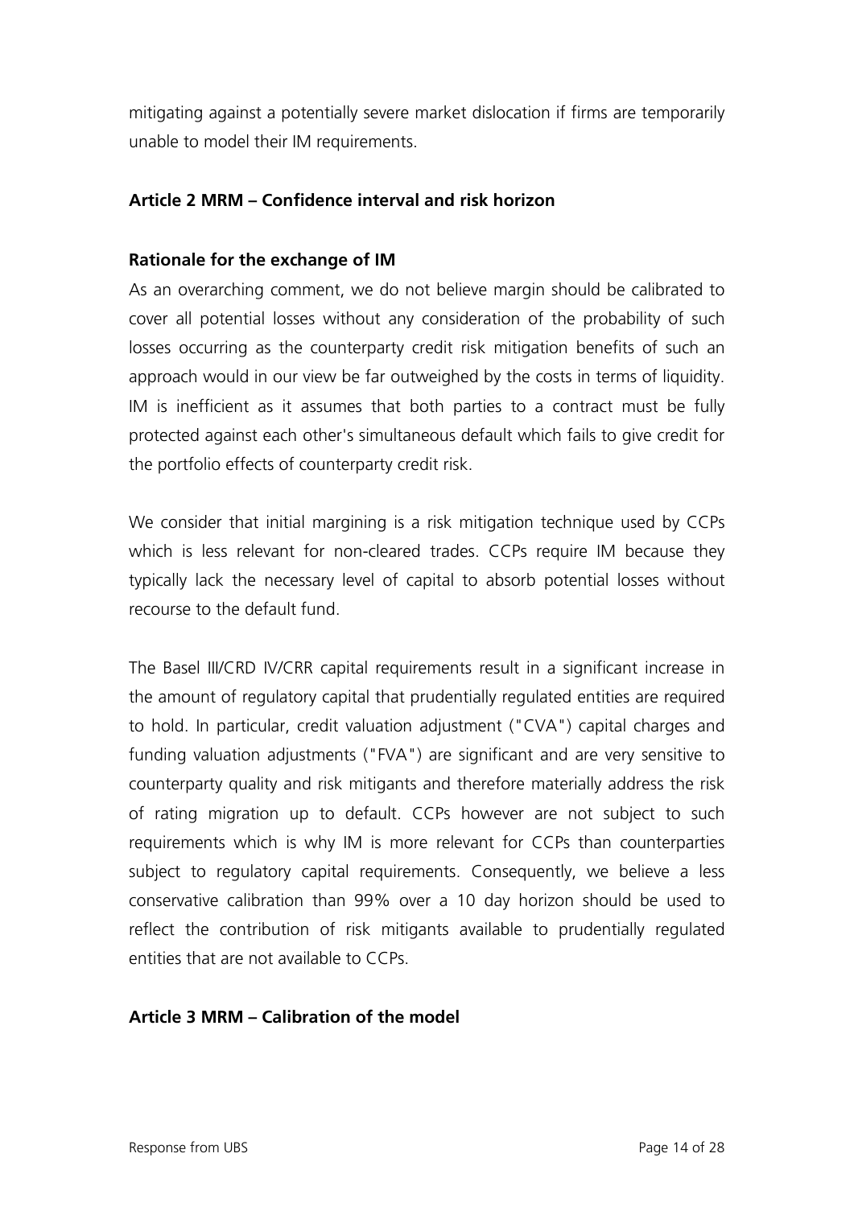mitigating against a potentially severe market dislocation if firms are temporarily unable to model their IM requirements.

**Article 2 MRM – Confidence interval and risk horizon**

**Rationale for the exchange of IM**

As an overarching comment, we do not believe margin should be calibrated to cover all potential losses without any consideration of the probability of such losses occurring as the counterparty credit risk mitigation benefits of such an approach would in our view be far outweighed by the costs in terms of liquidity. IM is inefficient as it assumes that both parties to a contract must be fully protected against each other's simultaneous default which fails to give credit for the portfolio effects of counterparty credit risk.

We consider that initial margining is a risk mitigation technique used by CCPs which is less relevant for non-cleared trades. CCPs require IM because they typically lack the necessary level of capital to absorb potential losses without recourse to the default fund.

The Basel III/CRD IV/CRR capital requirements result in a significant increase in the amount of regulatory capital that prudentially regulated entities are required to hold. In particular, credit valuation adjustment ("CVA") capital charges and funding valuation adjustments ("FVA") are significant and are very sensitive to counterparty quality and risk mitigants and therefore materially address the risk of rating migration up to default. CCPs however are not subject to such requirements which is why IM is more relevant for CCPs than counterparties subject to regulatory capital requirements. Consequently, we believe a less conservative calibration than 99% over a 10 day horizon should be used to reflect the contribution of risk mitigants available to prudentially regulated entities that are not available to CCPs.

**Article 3 MRM – Calibration of the model**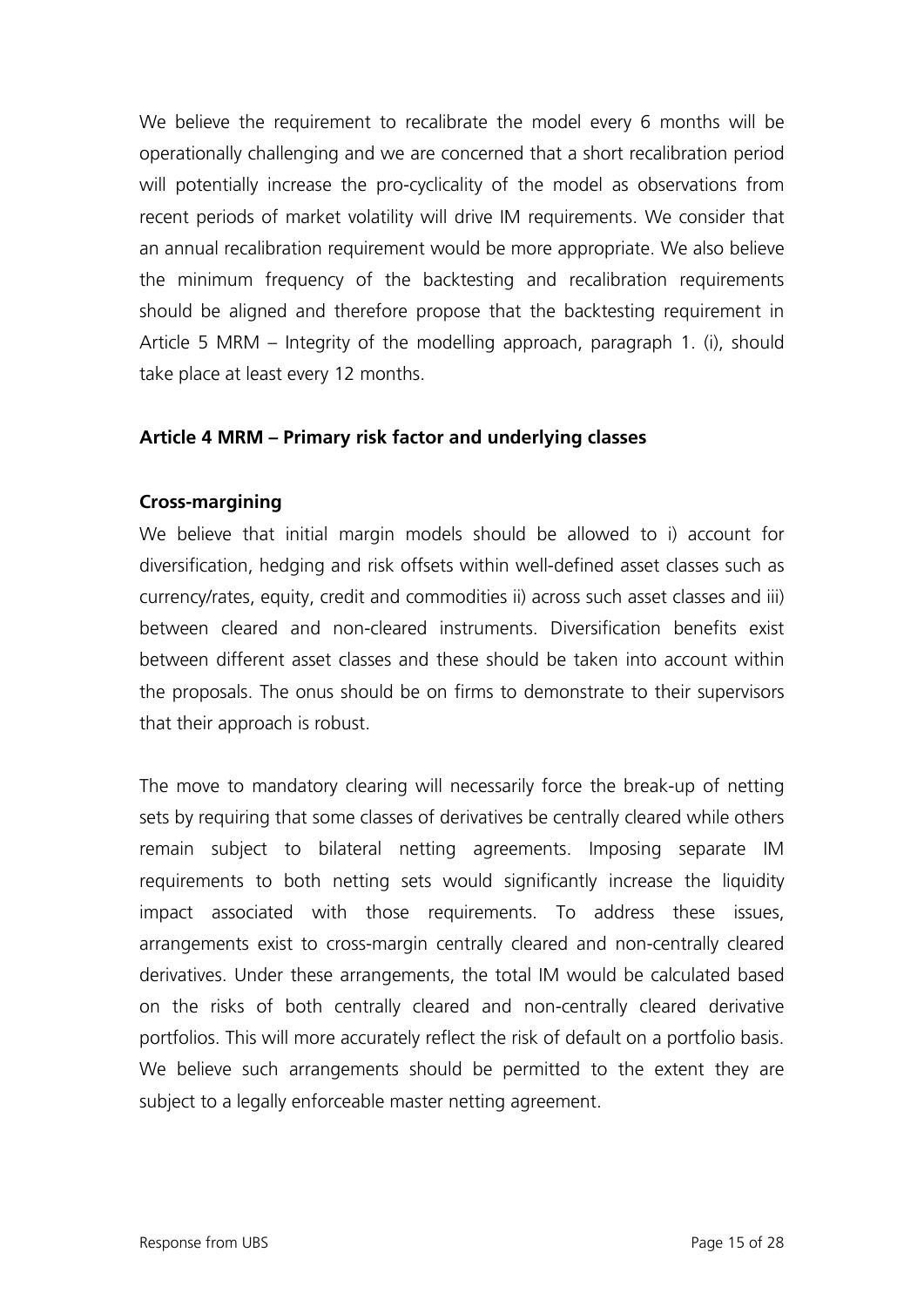We believe the requirement to recalibrate the model every 6 months will be operationally challenging and we are concerned that a short recalibration period will potentially increase the pro-cyclicality of the model as observations from recent periods of market volatility will drive IM requirements. We consider that an annual recalibration requirement would be more appropriate. We also believe the minimum frequency of the backtesting and recalibration requirements should be aligned and therefore propose that the backtesting requirement in Article 5 MRM – Integrity of the modelling approach, paragraph 1. (i), should take place at least every 12 months.

**Article 4 MRM – Primary risk factor and underlying classes**

**Cross-margining**

We believe that initial margin models should be allowed to i) account for diversification, hedging and risk offsets within well-defined asset classes such as currency/rates, equity, credit and commodities ii) across such asset classes and iii) between cleared and non-cleared instruments. Diversification benefits exist between different asset classes and these should be taken into account within the proposals. The onus should be on firms to demonstrate to their supervisors that their approach is robust.

The move to mandatory clearing will necessarily force the break-up of netting sets by requiring that some classes of derivatives be centrally cleared while others remain subject to bilateral netting agreements. Imposing separate IM requirements to both netting sets would significantly increase the liquidity impact associated with those requirements. To address these issues, arrangements exist to cross-margin centrally cleared and non-centrally cleared derivatives. Under these arrangements, the total IM would be calculated based on the risks of both centrally cleared and non-centrally cleared derivative portfolios. This will more accurately reflect the risk of default on a portfolio basis. We believe such arrangements should be permitted to the extent they are subject to a legally enforceable master netting agreement.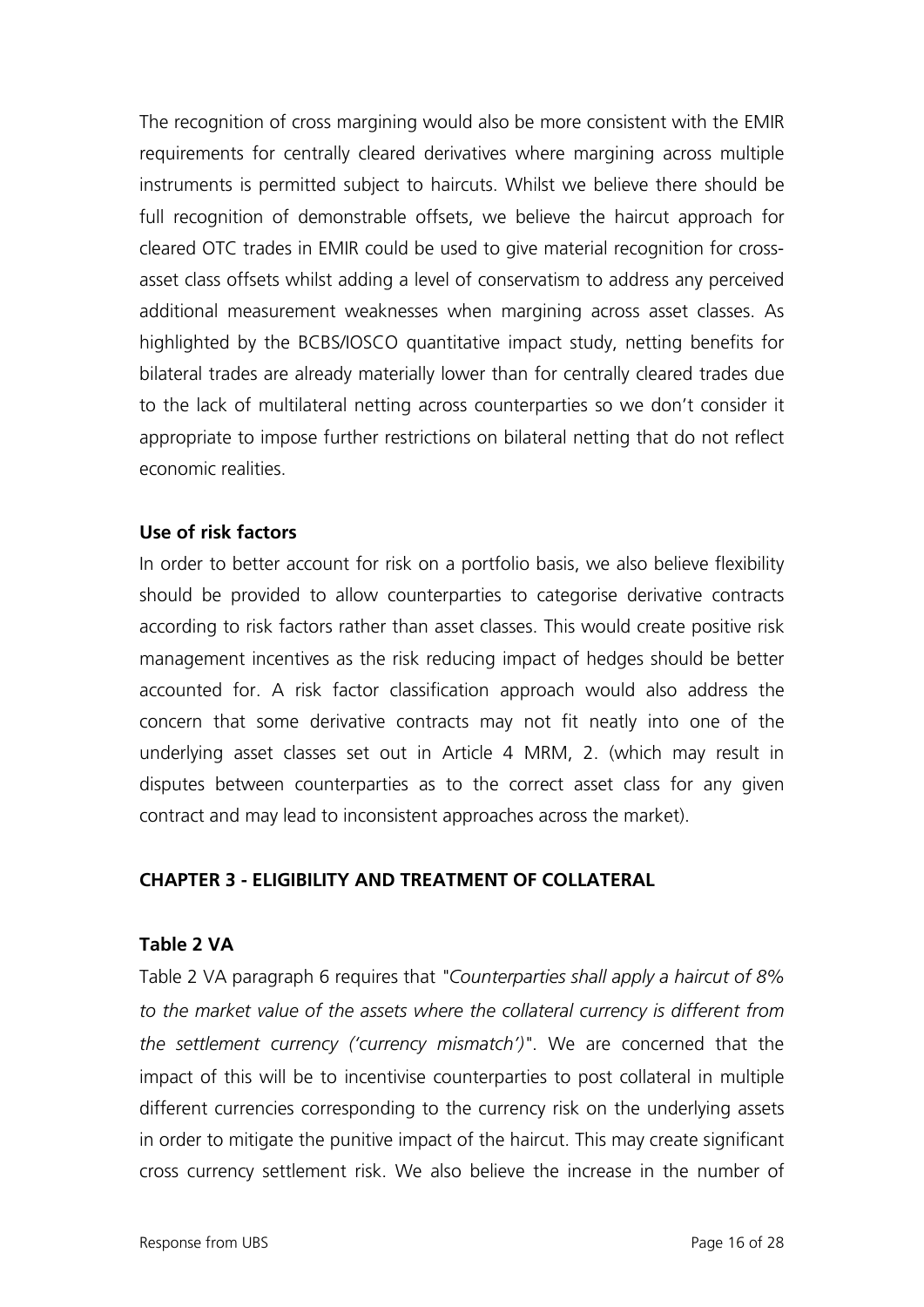The recognition of cross margining would also be more consistent with the EMIR requirements for centrally cleared derivatives where margining across multiple instruments is permitted subject to haircuts. Whilst we believe there should be full recognition of demonstrable offsets, we believe the haircut approach for cleared OTC trades in EMIR could be used to give material recognition for cross-asset class offsets whilst adding a level of conservatism to address any perceived additional measurement weaknesses when margining across asset classes. As highlighted by the BCBS/IOSCO quantitative impact study, netting benefits for bilateral trades are already materially lower than for centrally cleared trades due to the lack of multilateral netting across counterparties so we don't consider it appropriate to impose further restrictions on bilateral netting that do not reflect economic realities.

**Use of risk factors**

In order to better account for risk on a portfolio basis, we also believe flexibility should be provided to allow counterparties to categorise derivative contracts according to risk factors rather than asset classes. This would create positive risk management incentives as the risk reducing impact of hedges should be better accounted for. A risk factor classification approach would also address the concern that some derivative contracts may not fit neatly into one of the underlying asset classes set out in Article 4 MRM, 2. (which may result in disputes between counterparties as to the correct asset class for any given contract and may lead to inconsistent approaches across the market).

## CHAPTER 3 - ELIGIBILITY AND TREATMENT OF COLLATERAL

**Table 2 VA**

Table 2 VA paragraph 6 requires that "*Counterparties shall apply a haircut of 8% to the market value of the assets where the collateral currency is different from the settlement currency ('currency mismatch')*". We are concerned that the impact of this will be to incentivise counterparties to post collateral in multiple different currencies corresponding to the currency risk on the underlying assets in order to mitigate the punitive impact of the haircut. This may create significant cross currency settlement risk. We also believe the increase in the number of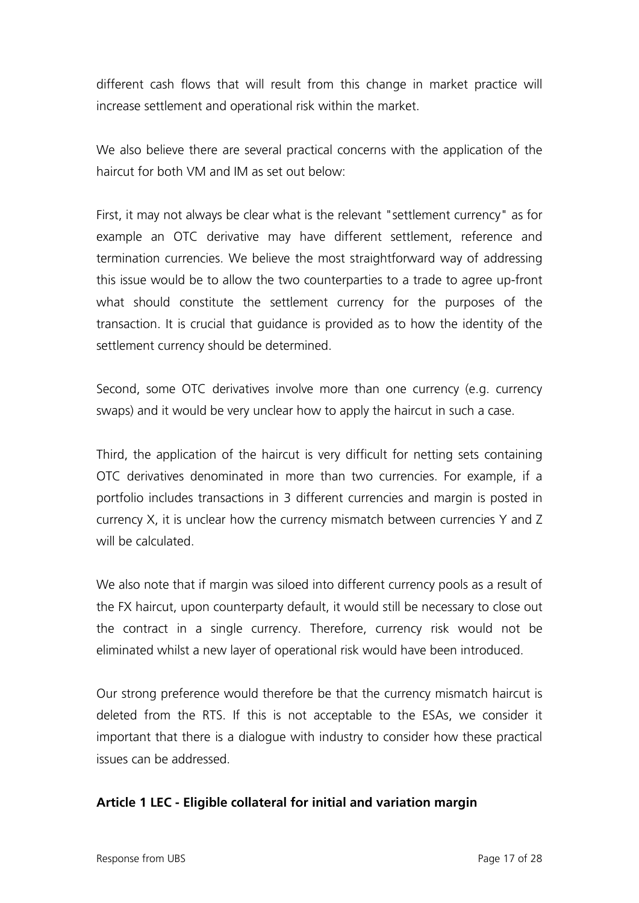different cash flows that will result from this change in market practice will increase settlement and operational risk within the market.

We also believe there are several practical concerns with the application of the haircut for both VM and IM as set out below:

First, it may not always be clear what is the relevant "settlement currency" as for example an OTC derivative may have different settlement, reference and termination currencies. We believe the most straightforward way of addressing this issue would be to allow the two counterparties to a trade to agree up-front what should constitute the settlement currency for the purposes of the transaction. It is crucial that guidance is provided as to how the identity of the settlement currency should be determined.

Second, some OTC derivatives involve more than one currency (e.g. currency swaps) and it would be very unclear how to apply the haircut in such a case.

Third, the application of the haircut is very difficult for netting sets containing OTC derivatives denominated in more than two currencies. For example, if a portfolio includes transactions in 3 different currencies and margin is posted in currency X, it is unclear how the currency mismatch between currencies Y and Z will be calculated.

We also note that if margin was siloed into different currency pools as a result of the FX haircut, upon counterparty default, it would still be necessary to close out the contract in a single currency. Therefore, currency risk would not be eliminated whilst a new layer of operational risk would have been introduced.

Our strong preference would therefore be that the currency mismatch haircut is deleted from the RTS. If this is not acceptable to the ESAs, we consider it important that there is a dialogue with industry to consider how these practical issues can be addressed.

**Article 1 LEC - Eligible collateral for initial and variation margin**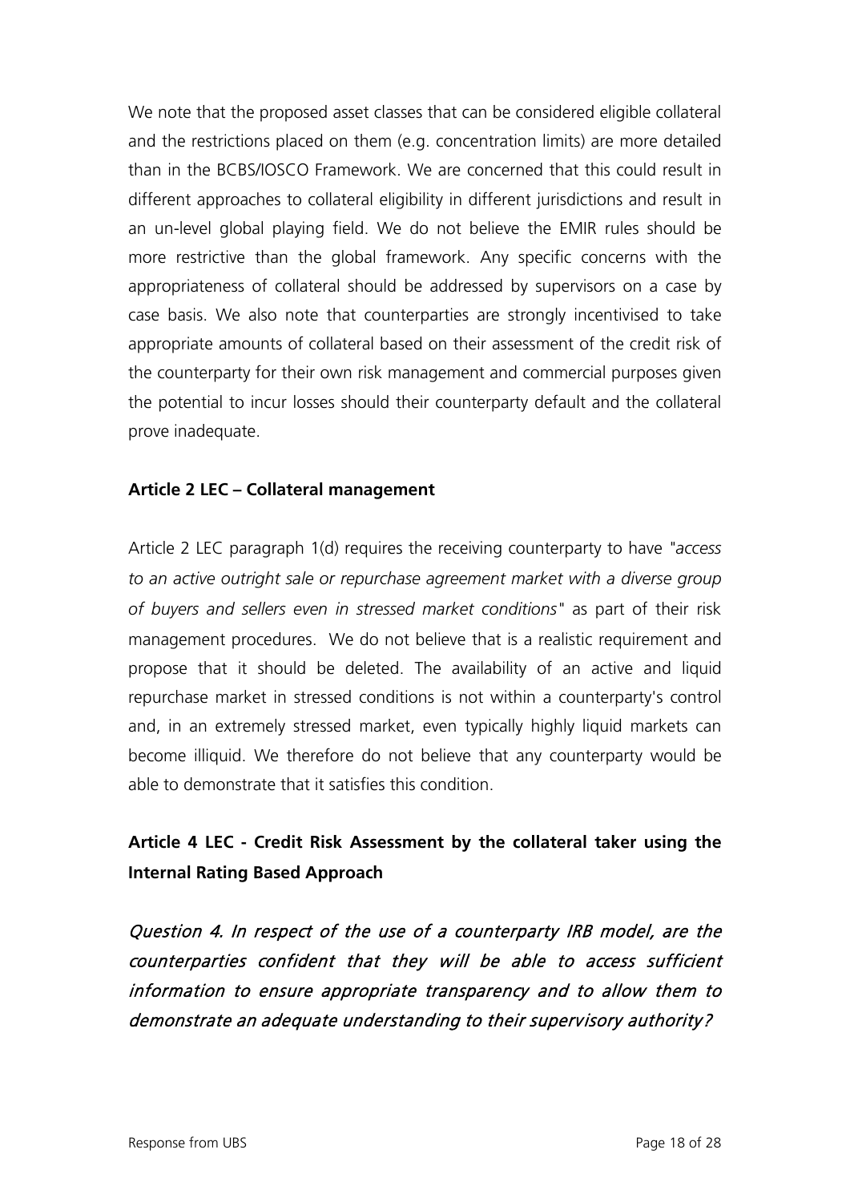We note that the proposed asset classes that can be considered eligible collateral and the restrictions placed on them (e.g. concentration limits) are more detailed than in the BCBS/IOSCO Framework. We are concerned that this could result in different approaches to collateral eligibility in different jurisdictions and result in an un-level global playing field. We do not believe the EMIR rules should be more restrictive than the global framework. Any specific concerns with the appropriateness of collateral should be addressed by supervisors on a case by case basis. We also note that counterparties are strongly incentivised to take appropriate amounts of collateral based on their assessment of the credit risk of the counterparty for their own risk management and commercial purposes given the potential to incur losses should their counterparty default and the collateral prove inadequate.

**Article 2 LEC – Collateral management**

Article 2 LEC paragraph 1(d) requires the receiving counterparty to have *"access to an active outright sale or repurchase agreement market with a diverse group of buyers and sellers even in stressed market conditions"* as part of their risk management procedures. We do not believe that is a realistic requirement and propose that it should be deleted. The availability of an active and liquid repurchase market in stressed conditions is not within a counterparty's control and, in an extremely stressed market, even typically highly liquid markets can become illiquid. We therefore do not believe that any counterparty would be able to demonstrate that it satisfies this condition.

**Article 4 LEC - Credit Risk Assessment by the collateral taker using the Internal Rating Based Approach**

*Question 4. In respect of the use of a counterparty IRB model, are the counterparties confident that they will be able to access sufficient information to ensure appropriate transparency and to allow them to demonstrate an adequate understanding to their supervisory authority?*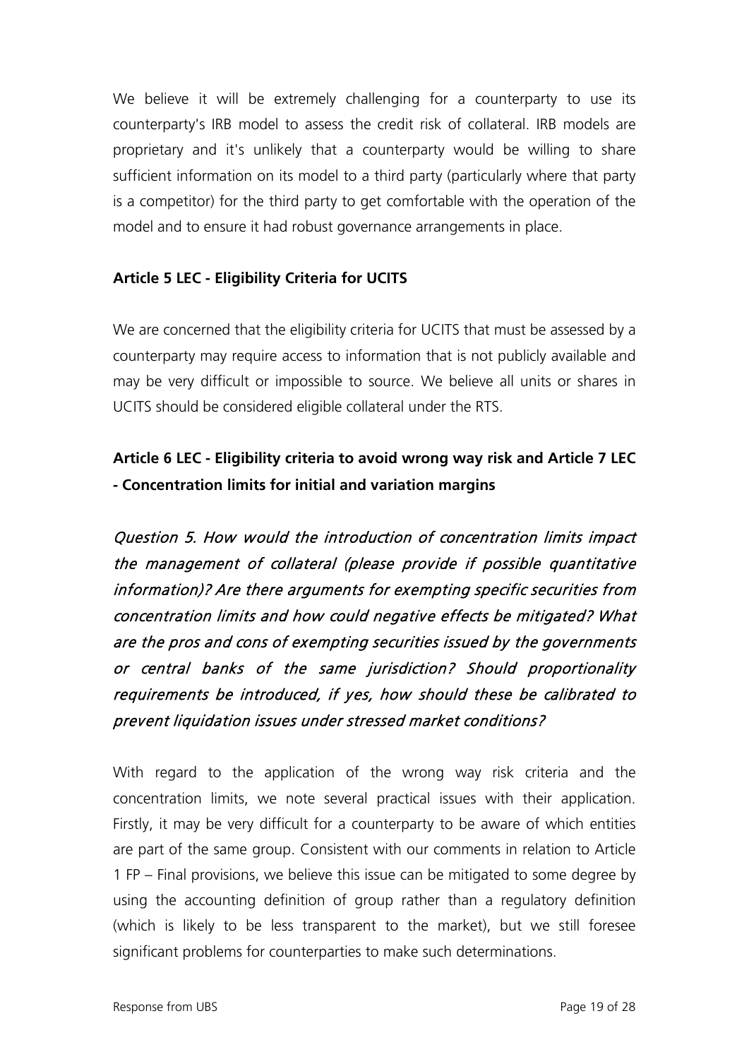We believe it will be extremely challenging for a counterparty to use its counterparty's IRB model to assess the credit risk of collateral. IRB models are proprietary and it's unlikely that a counterparty would be willing to share sufficient information on its model to a third party (particularly where that party is a competitor) for the third party to get comfortable with the operation of the model and to ensure it had robust governance arrangements in place.

**Article 5 LEC - Eligibility Criteria for UCITS**

We are concerned that the eligibility criteria for UCITS that must be assessed by a counterparty may require access to information that is not publicly available and may be very difficult or impossible to source. We believe all units or shares in UCITS should be considered eligible collateral under the RTS.

**Article 6 LEC - Eligibility criteria to avoid wrong way risk and Article 7 LEC - Concentration limits for initial and variation margins**

*Question 5. How would the introduction of concentration limits impact the management of collateral (please provide if possible quantitative information)? Are there arguments for exempting specific securities from concentration limits and how could negative effects be mitigated? What are the pros and cons of exempting securities issued by the governments or central banks of the same jurisdiction? Should proportionality requirements be introduced, if yes, how should these be calibrated to prevent liquidation issues under stressed market conditions?*

With regard to the application of the wrong way risk criteria and the concentration limits, we note several practical issues with their application. Firstly, it may be very difficult for a counterparty to be aware of which entities are part of the same group. Consistent with our comments in relation to Article 1 FP – Final provisions, we believe this issue can be mitigated to some degree by using the accounting definition of group rather than a regulatory definition (which is likely to be less transparent to the market), but we still foresee significant problems for counterparties to make such determinations.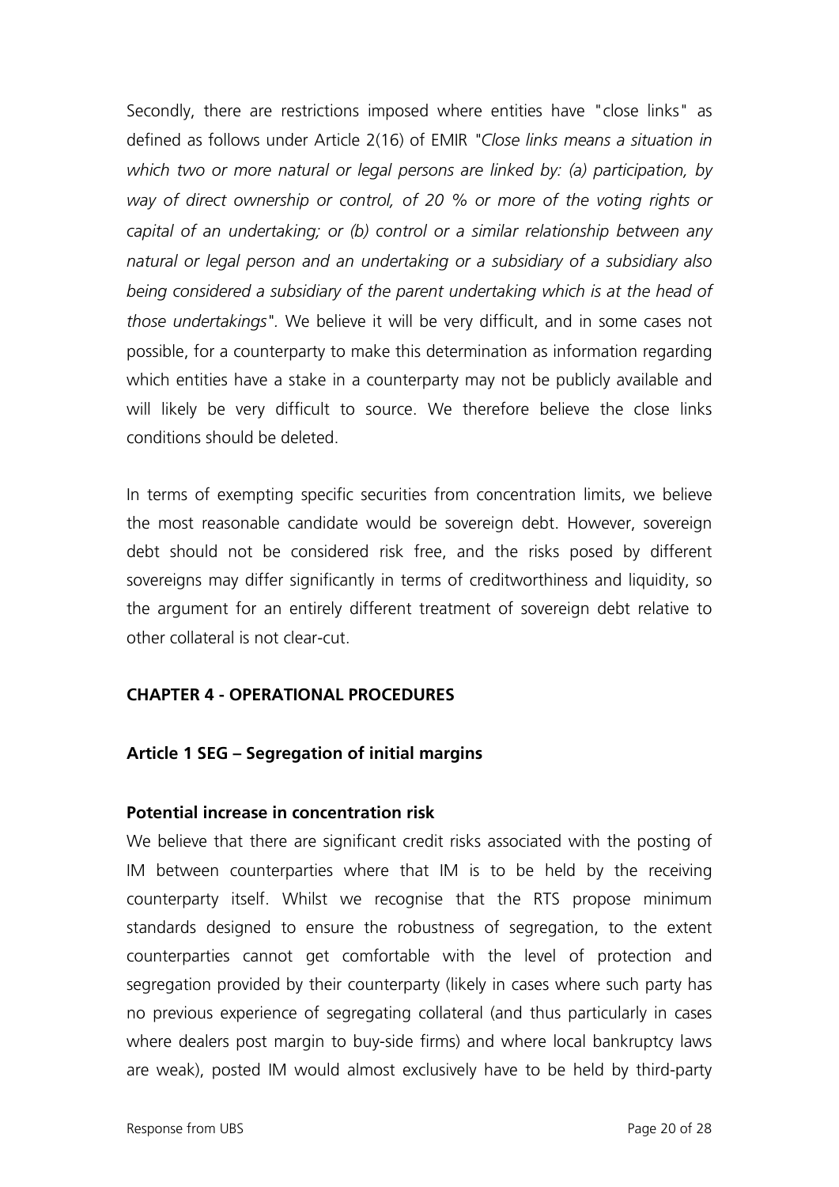Secondly, there are restrictions imposed where entities have "close links" as defined as follows under Article 2(16) of EMIR *"Close links means a situation in which two or more natural or legal persons are linked by: (a) participation, by way of direct ownership or control, of 20 % or more of the voting rights or capital of an undertaking; or (b) control or a similar relationship between any natural or legal person and an undertaking or a subsidiary of a subsidiary also being considered a subsidiary of the parent undertaking which is at the head of those undertakings"*. We believe it will be very difficult, and in some cases not possible, for a counterparty to make this determination as information regarding which entities have a stake in a counterparty may not be publicly available and will likely be very difficult to source. We therefore believe the close links conditions should be deleted.

In terms of exempting specific securities from concentration limits, we believe the most reasonable candidate would be sovereign debt. However, sovereign debt should not be considered risk free, and the risks posed by different sovereigns may differ significantly in terms of creditworthiness and liquidity, so the argument for an entirely different treatment of sovereign debt relative to other collateral is not clear-cut.

## CHAPTER 4 - OPERATIONAL PROCEDURES

### Article 1 SEG – Segregation of initial margins

**Potential increase in concentration risk**

We believe that there are significant credit risks associated with the posting of IM between counterparties where that IM is to be held by the receiving counterparty itself. Whilst we recognise that the RTS propose minimum standards designed to ensure the robustness of segregation, to the extent counterparties cannot get comfortable with the level of protection and segregation provided by their counterparty (likely in cases where such party has no previous experience of segregating collateral (and thus particularly in cases where dealers post margin to buy-side firms) and where local bankruptcy laws are weak), posted IM would almost exclusively have to be held by third-party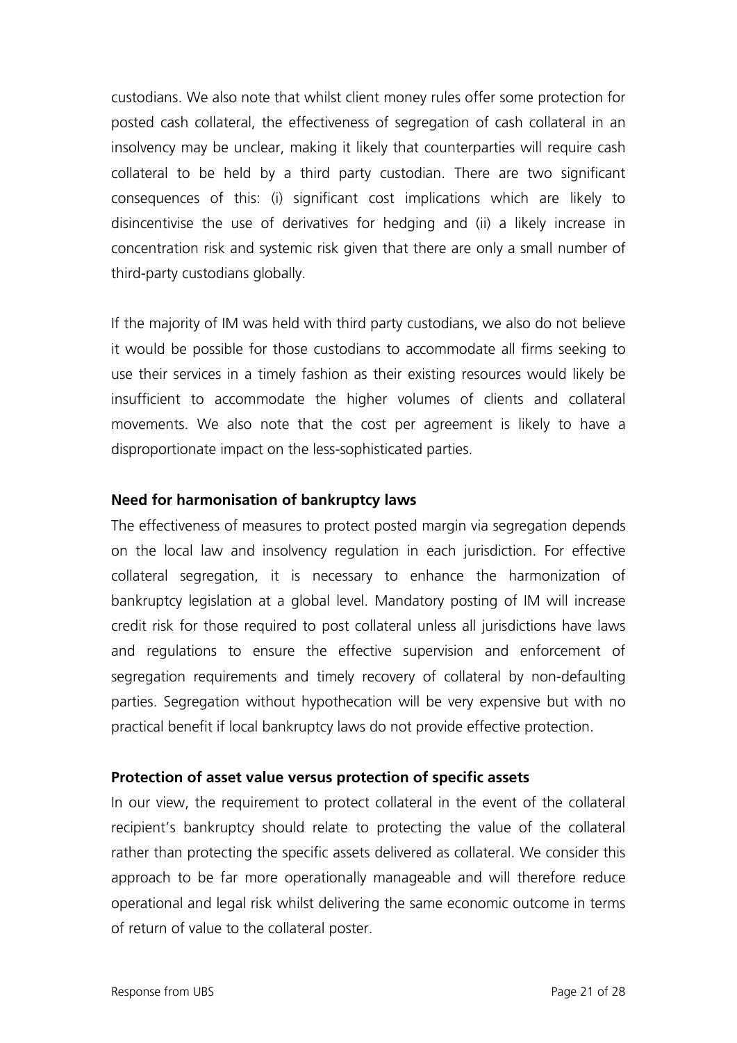custodians. We also note that whilst client money rules offer some protection for posted cash collateral, the effectiveness of segregation of cash collateral in an insolvency may be unclear, making it likely that counterparties will require cash collateral to be held by a third party custodian. There are two significant consequences of this: (i) significant cost implications which are likely to disincentivise the use of derivatives for hedging and (ii) a likely increase in concentration risk and systemic risk given that there are only a small number of third-party custodians globally.

If the majority of IM was held with third party custodians, we also do not believe it would be possible for those custodians to accommodate all firms seeking to use their services in a timely fashion as their existing resources would likely be insufficient to accommodate the higher volumes of clients and collateral movements. We also note that the cost per agreement is likely to have a disproportionate impact on the less-sophisticated parties.

**Need for harmonisation of bankruptcy laws**

The effectiveness of measures to protect posted margin via segregation depends on the local law and insolvency regulation in each jurisdiction. For effective collateral segregation, it is necessary to enhance the harmonization of bankruptcy legislation at a global level. Mandatory posting of IM will increase credit risk for those required to post collateral unless all jurisdictions have laws and regulations to ensure the effective supervision and enforcement of segregation requirements and timely recovery of collateral by non-defaulting parties. Segregation without hypothecation will be very expensive but with no practical benefit if local bankruptcy laws do not provide effective protection.

**Protection of asset value versus protection of specific assets**

In our view, the requirement to protect collateral in the event of the collateral recipient's bankruptcy should relate to protecting the value of the collateral rather than protecting the specific assets delivered as collateral. We consider this approach to be far more operationally manageable and will therefore reduce operational and legal risk whilst delivering the same economic outcome in terms of return of value to the collateral poster.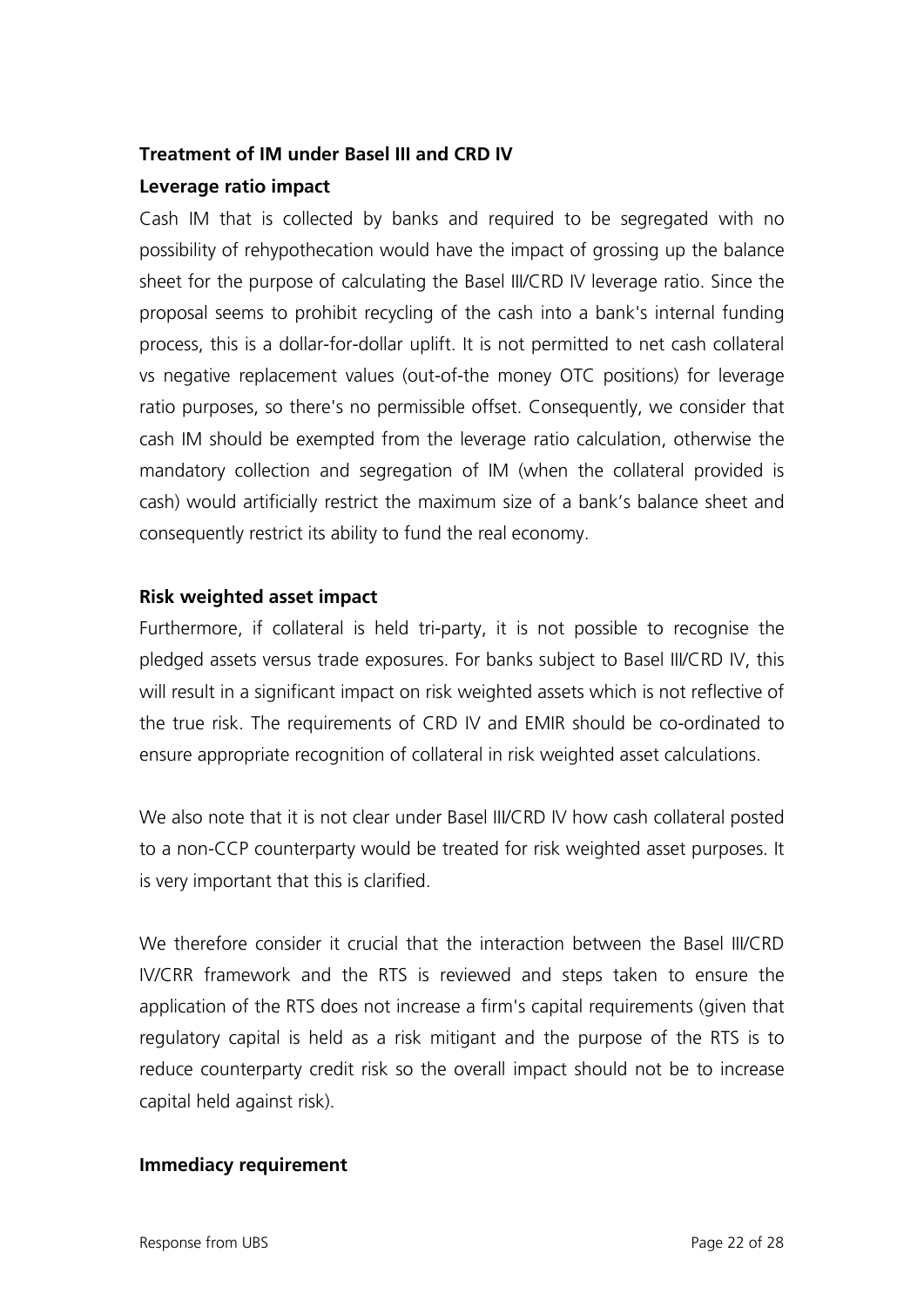**Treatment of IM under Basel III and CRD IV**

**Leverage ratio impact**

Cash IM that is collected by banks and required to be segregated with no possibility of rehypothecation would have the impact of grossing up the balance sheet for the purpose of calculating the Basel III/CRD IV leverage ratio. Since the proposal seems to prohibit recycling of the cash into a bank's internal funding process, this is a dollar-for-dollar uplift. It is not permitted to net cash collateral vs negative replacement values (out-of-the money OTC positions) for leverage ratio purposes, so there's no permissible offset. Consequently, we consider that cash IM should be exempted from the leverage ratio calculation, otherwise the mandatory collection and segregation of IM (when the collateral provided is cash) would artificially restrict the maximum size of a bank's balance sheet and consequently restrict its ability to fund the real economy.

**Risk weighted asset impact**

Furthermore, if collateral is held tri-party, it is not possible to recognise the pledged assets versus trade exposures. For banks subject to Basel III/CRD IV, this will result in a significant impact on risk weighted assets which is not reflective of the true risk. The requirements of CRD IV and EMIR should be co-ordinated to ensure appropriate recognition of collateral in risk weighted asset calculations.

We also note that it is not clear under Basel III/CRD IV how cash collateral posted to a non-CCP counterparty would be treated for risk weighted asset purposes. It is very important that this is clarified.

We therefore consider it crucial that the interaction between the Basel III/CRD IV/CRR framework and the RTS is reviewed and steps taken to ensure the application of the RTS does not increase a firm's capital requirements (given that regulatory capital is held as a risk mitigant and the purpose of the RTS is to reduce counterparty credit risk so the overall impact should not be to increase capital held against risk).

**Immediacy requirement**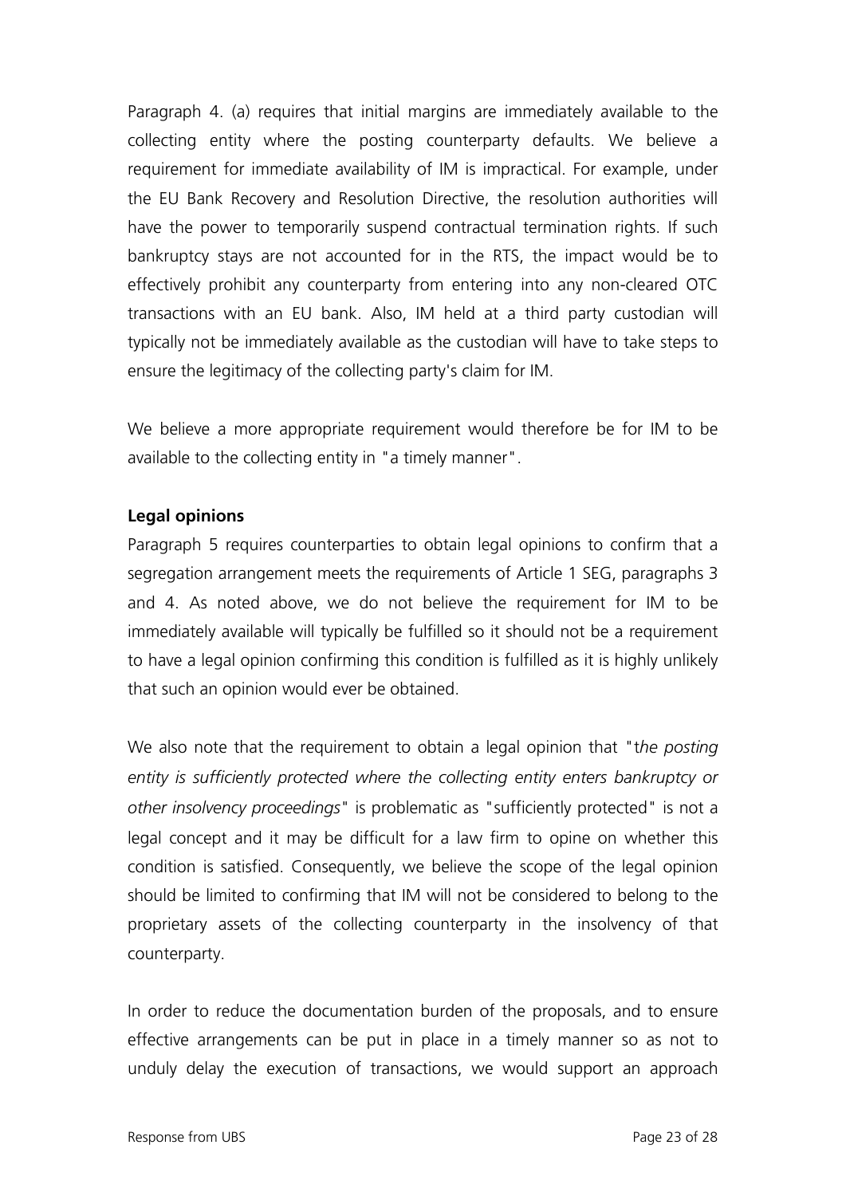Paragraph 4. (a) requires that initial margins are immediately available to the collecting entity where the posting counterparty defaults. We believe a requirement for immediate availability of IM is impractical. For example, under the EU Bank Recovery and Resolution Directive, the resolution authorities will have the power to temporarily suspend contractual termination rights. If such bankruptcy stays are not accounted for in the RTS, the impact would be to effectively prohibit any counterparty from entering into any non-cleared OTC transactions with an EU bank. Also, IM held at a third party custodian will typically not be immediately available as the custodian will have to take steps to ensure the legitimacy of the collecting party's claim for IM.

We believe a more appropriate requirement would therefore be for IM to be available to the collecting entity in "a timely manner".

**Legal opinions**

Paragraph 5 requires counterparties to obtain legal opinions to confirm that a segregation arrangement meets the requirements of Article 1 SEG, paragraphs 3 and 4. As noted above, we do not believe the requirement for IM to be immediately available will typically be fulfilled so it should not be a requirement to have a legal opinion confirming this condition is fulfilled as it is highly unlikely that such an opinion would ever be obtained.

We also note that the requirement to obtain a legal opinion that "*the posting entity is sufficiently protected where the collecting entity enters bankruptcy or other insolvency proceedings*" is problematic as "sufficiently protected" is not a legal concept and it may be difficult for a law firm to opine on whether this condition is satisfied. Consequently, we believe the scope of the legal opinion should be limited to confirming that IM will not be considered to belong to the proprietary assets of the collecting counterparty in the insolvency of that counterparty.

In order to reduce the documentation burden of the proposals, and to ensure effective arrangements can be put in place in a timely manner so as not to unduly delay the execution of transactions, we would support an approach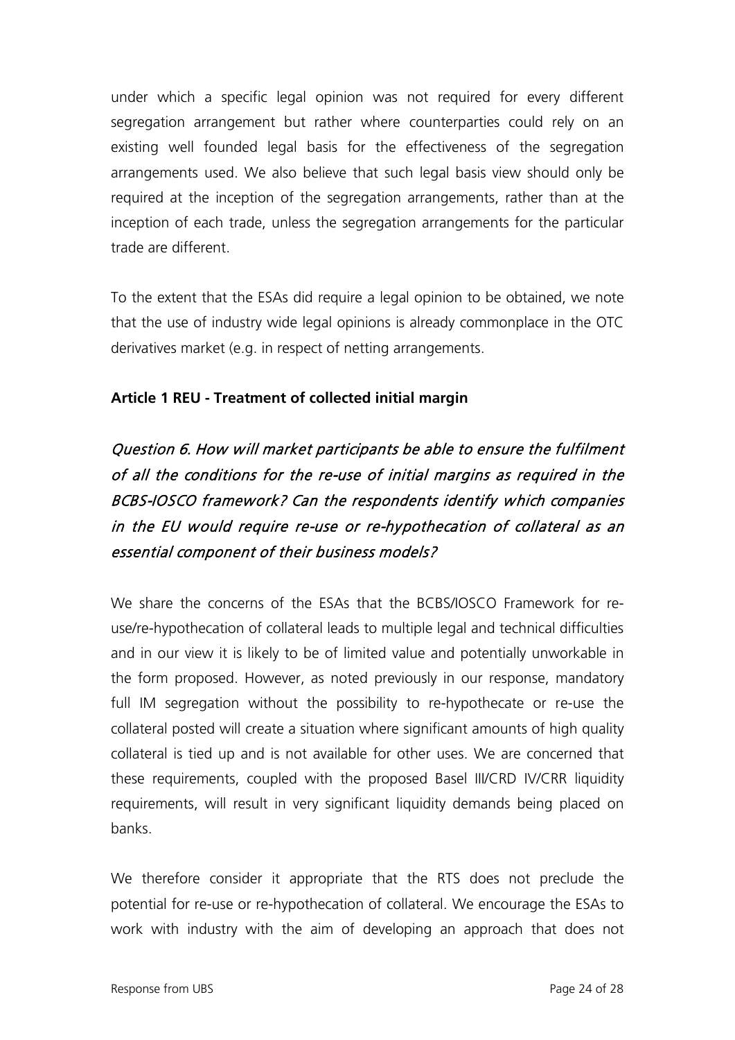under which a specific legal opinion was not required for every different segregation arrangement but rather where counterparties could rely on an existing well founded legal basis for the effectiveness of the segregation arrangements used. We also believe that such legal basis view should only be required at the inception of the segregation arrangements, rather than at the inception of each trade, unless the segregation arrangements for the particular trade are different.

To the extent that the ESAs did require a legal opinion to be obtained, we note that the use of industry wide legal opinions is already commonplace in the OTC derivatives market (e.g. in respect of netting arrangements.

**Article 1 REU - Treatment of collected initial margin**

*Question 6. How will market participants be able to ensure the fulfilment of all the conditions for the re-use of initial margins as required in the BCBS-IOSCO framework? Can the respondents identify which companies in the EU would require re-use or re-hypothecation of collateral as an essential component of their business models?*

We share the concerns of the ESAs that the BCBS/IOSCO Framework for re-use/re-hypothecation of collateral leads to multiple legal and technical difficulties and in our view it is likely to be of limited value and potentially unworkable in the form proposed. However, as noted previously in our response, mandatory full IM segregation without the possibility to re-hypothecate or re-use the collateral posted will create a situation where significant amounts of high quality collateral is tied up and is not available for other uses. We are concerned that these requirements, coupled with the proposed Basel III/CRD IV/CRR liquidity requirements, will result in very significant liquidity demands being placed on banks.

We therefore consider it appropriate that the RTS does not preclude the potential for re-use or re-hypothecation of collateral. We encourage the ESAs to work with industry with the aim of developing an approach that does not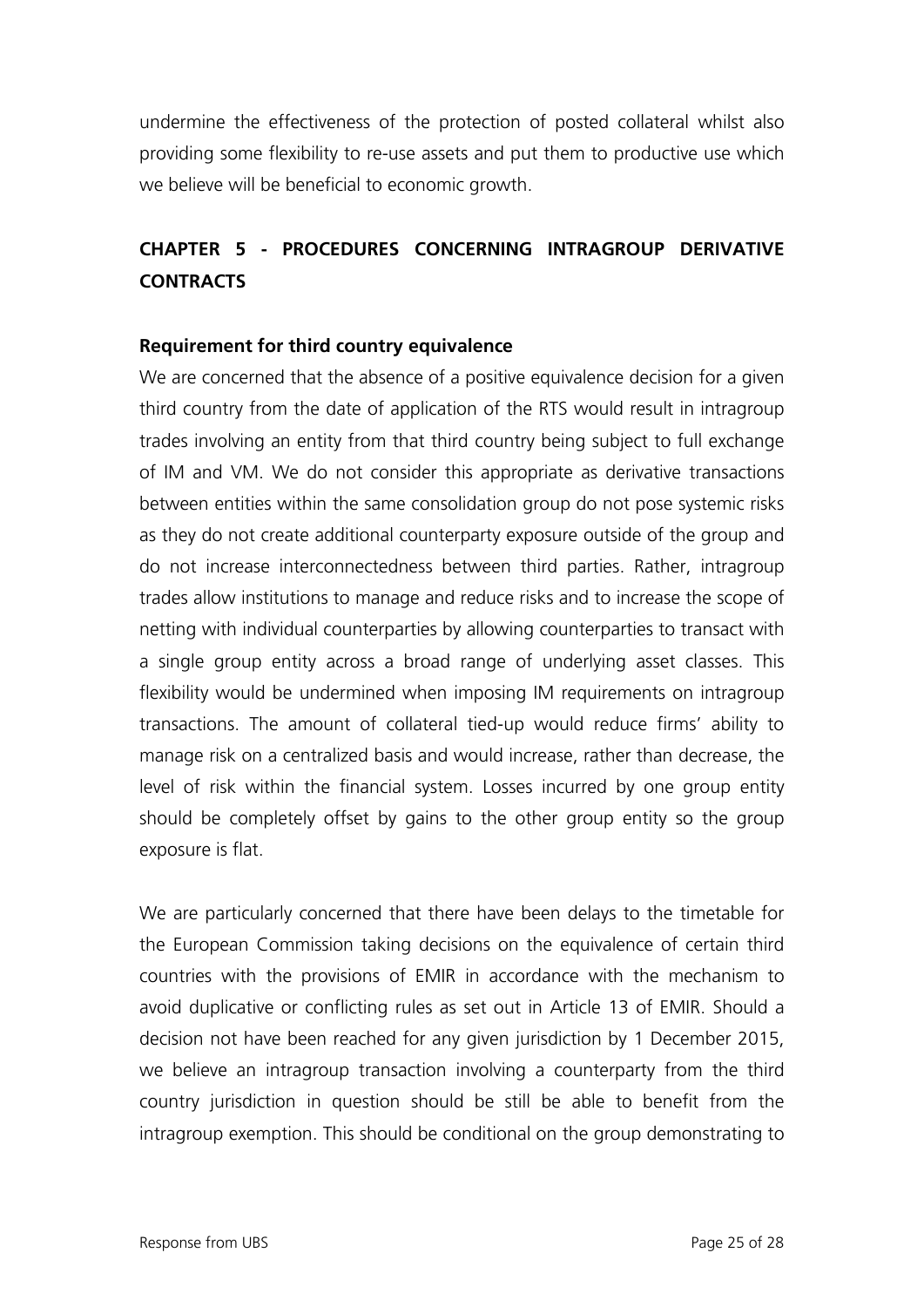undermine the effectiveness of the protection of posted collateral whilst also providing some flexibility to re-use assets and put them to productive use which we believe will be beneficial to economic growth.

## CHAPTER 5 - PROCEDURES CONCERNING INTRAGROUP DERIVATIVE CONTRACTS

### Requirement for third country equivalence

We are concerned that the absence of a positive equivalence decision for a given third country from the date of application of the RTS would result in intragroup trades involving an entity from that third country being subject to full exchange of IM and VM. We do not consider this appropriate as derivative transactions between entities within the same consolidation group do not pose systemic risks as they do not create additional counterparty exposure outside of the group and do not increase interconnectedness between third parties. Rather, intragroup trades allow institutions to manage and reduce risks and to increase the scope of netting with individual counterparties by allowing counterparties to transact with a single group entity across a broad range of underlying asset classes. This flexibility would be undermined when imposing IM requirements on intragroup transactions. The amount of collateral tied-up would reduce firms' ability to manage risk on a centralized basis and would increase, rather than decrease, the level of risk within the financial system. Losses incurred by one group entity should be completely offset by gains to the other group entity so the group exposure is flat.

We are particularly concerned that there have been delays to the timetable for the European Commission taking decisions on the equivalence of certain third countries with the provisions of EMIR in accordance with the mechanism to avoid duplicative or conflicting rules as set out in Article 13 of EMIR. Should a decision not have been reached for any given jurisdiction by 1 December 2015, we believe an intragroup transaction involving a counterparty from the third country jurisdiction in question should be still be able to benefit from the intragroup exemption. This should be conditional on the group demonstrating to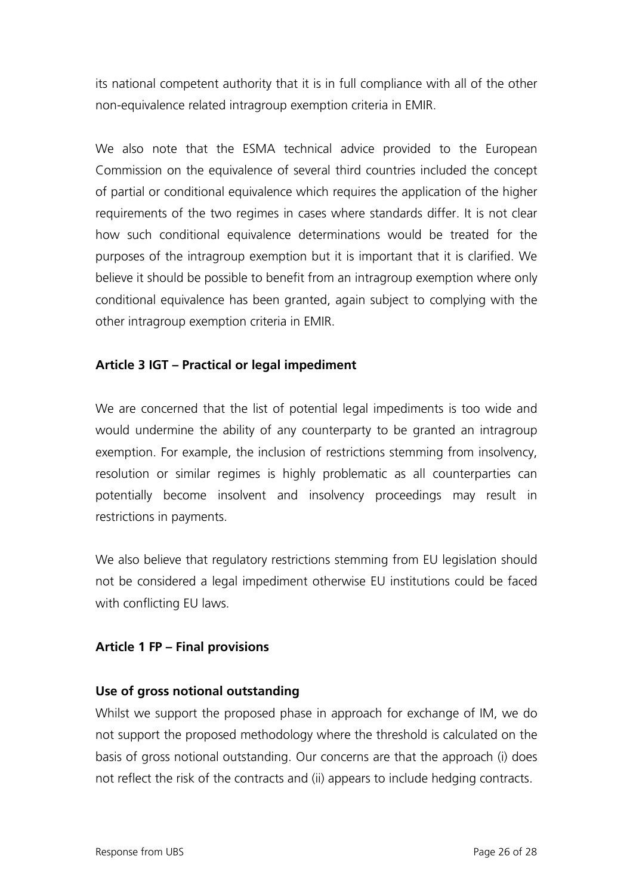its national competent authority that it is in full compliance with all of the other non-equivalence related intragroup exemption criteria in EMIR.

We also note that the ESMA technical advice provided to the European Commission on the equivalence of several third countries included the concept of partial or conditional equivalence which requires the application of the higher requirements of the two regimes in cases where standards differ. It is not clear how such conditional equivalence determinations would be treated for the purposes of the intragroup exemption but it is important that it is clarified. We believe it should be possible to benefit from an intragroup exemption where only conditional equivalence has been granted, again subject to complying with the other intragroup exemption criteria in EMIR.

**Article 3 IGT – Practical or legal impediment**

We are concerned that the list of potential legal impediments is too wide and would undermine the ability of any counterparty to be granted an intragroup exemption. For example, the inclusion of restrictions stemming from insolvency, resolution or similar regimes is highly problematic as all counterparties can potentially become insolvent and insolvency proceedings may result in restrictions in payments.

We also believe that regulatory restrictions stemming from EU legislation should not be considered a legal impediment otherwise EU institutions could be faced with conflicting EU laws.

**Article 1 FP – Final provisions**

**Use of gross notional outstanding**

Whilst we support the proposed phase in approach for exchange of IM, we do not support the proposed methodology where the threshold is calculated on the basis of gross notional outstanding. Our concerns are that the approach (i) does not reflect the risk of the contracts and (ii) appears to include hedging contracts.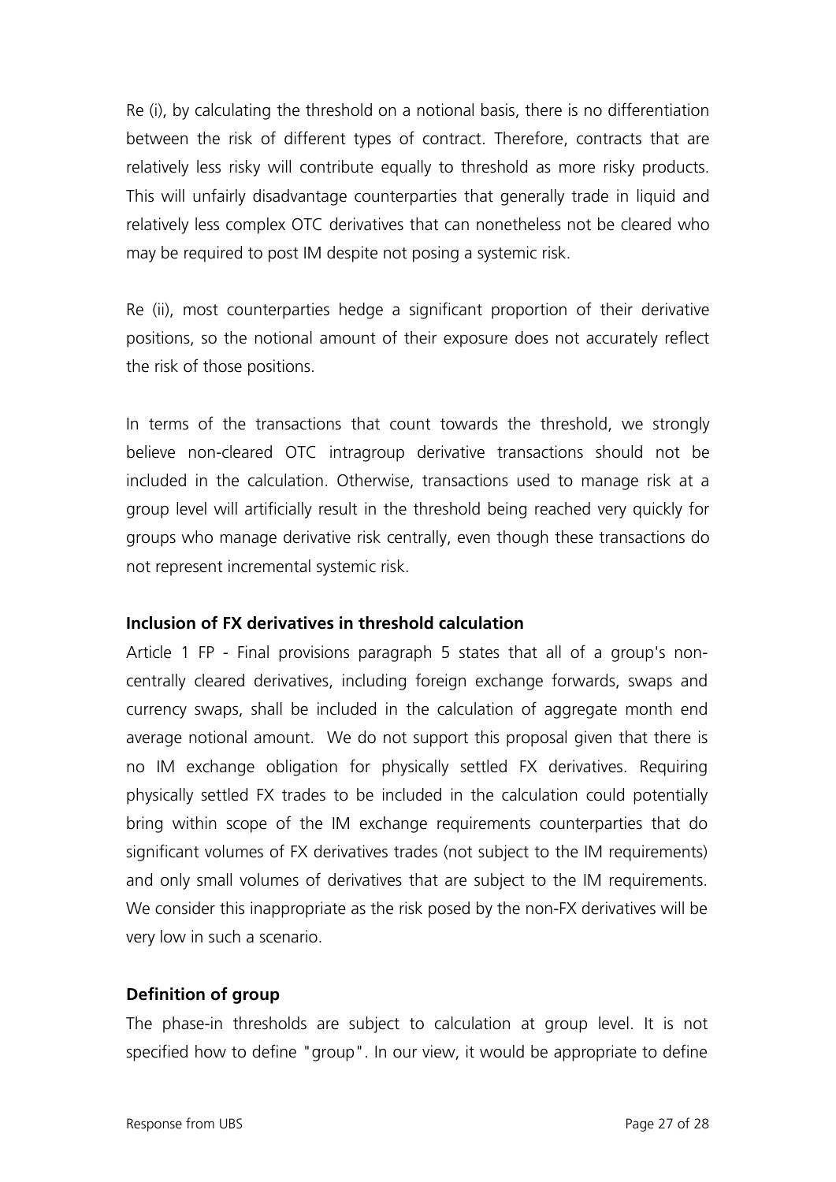Re (i), by calculating the threshold on a notional basis, there is no differentiation between the risk of different types of contract. Therefore, contracts that are relatively less risky will contribute equally to threshold as more risky products. This will unfairly disadvantage counterparties that generally trade in liquid and relatively less complex OTC derivatives that can nonetheless not be cleared who may be required to post IM despite not posing a systemic risk.

Re (ii), most counterparties hedge a significant proportion of their derivative positions, so the notional amount of their exposure does not accurately reflect the risk of those positions.

In terms of the transactions that count towards the threshold, we strongly believe non-cleared OTC intragroup derivative transactions should not be included in the calculation. Otherwise, transactions used to manage risk at a group level will artificially result in the threshold being reached very quickly for groups who manage derivative risk centrally, even though these transactions do not represent incremental systemic risk.

**Inclusion of FX derivatives in threshold calculation**

Article 1 FP - Final provisions paragraph 5 states that all of a group's non-centrally cleared derivatives, including foreign exchange forwards, swaps and currency swaps, shall be included in the calculation of aggregate month end average notional amount. We do not support this proposal given that there is no IM exchange obligation for physically settled FX derivatives. Requiring physically settled FX trades to be included in the calculation could potentially bring within scope of the IM exchange requirements counterparties that do significant volumes of FX derivatives trades (not subject to the IM requirements) and only small volumes of derivatives that are subject to the IM requirements. We consider this inappropriate as the risk posed by the non-FX derivatives will be very low in such a scenario.

**Definition of group**

The phase-in thresholds are subject to calculation at group level. It is not specified how to define "group". In our view, it would be appropriate to define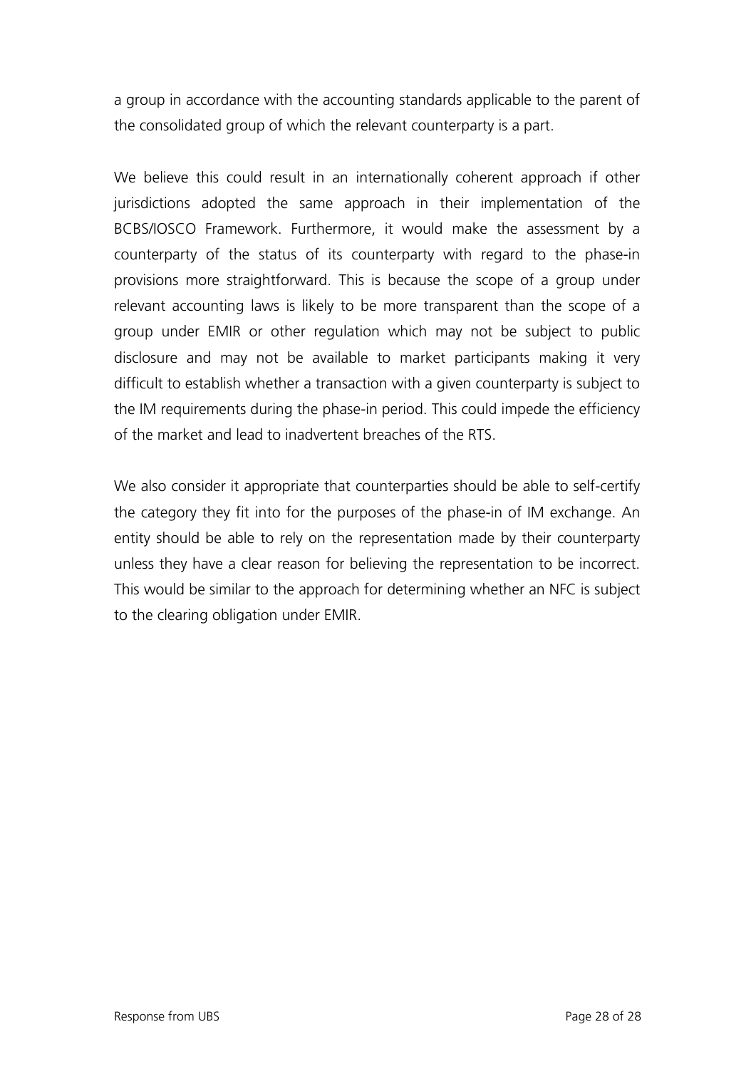a group in accordance with the accounting standards applicable to the parent of the consolidated group of which the relevant counterparty is a part.

We believe this could result in an internationally coherent approach if other jurisdictions adopted the same approach in their implementation of the BCBS/IOSCO Framework. Furthermore, it would make the assessment by a counterparty of the status of its counterparty with regard to the phase-in provisions more straightforward. This is because the scope of a group under relevant accounting laws is likely to be more transparent than the scope of a group under EMIR or other regulation which may not be subject to public disclosure and may not be available to market participants making it very difficult to establish whether a transaction with a given counterparty is subject to the IM requirements during the phase-in period. This could impede the efficiency of the market and lead to inadvertent breaches of the RTS.

We also consider it appropriate that counterparties should be able to self-certify the category they fit into for the purposes of the phase-in of IM exchange. An entity should be able to rely on the representation made by their counterparty unless they have a clear reason for believing the representation to be incorrect. This would be similar to the approach for determining whether an NFC is subject to the clearing obligation under EMIR.